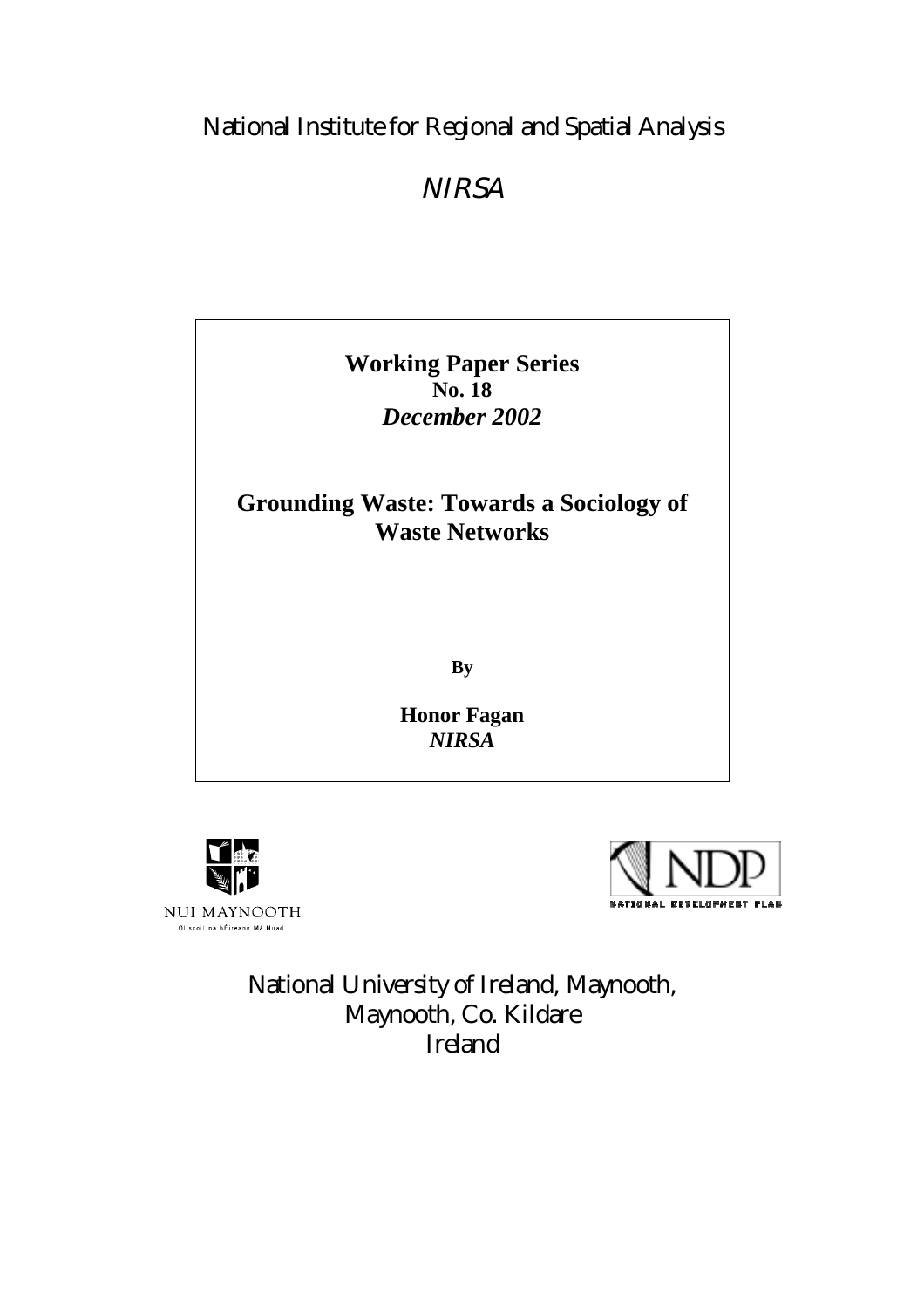National Institute for Regional and Spatial Analysis

*NIRSA*

**Working Paper Series**
**No. 18**
***December 2002***

# Grounding Waste: Towards a Sociology of Waste Networks

**By**

**Honor Fagan**
***NIRSA***

NUI MAYNOOTH
Ollscoil na hÉireann Má Nuad

NDP
NATIONAL DEVELOPMENT PLAN

National University of Ireland, Maynooth,
Maynooth, Co. Kildare
Ireland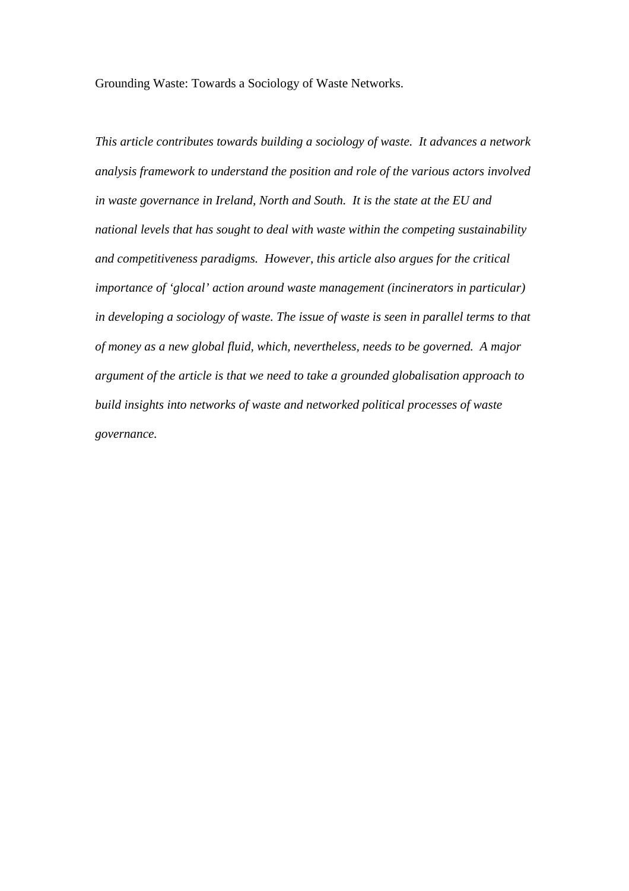# Grounding Waste: Towards a Sociology of Waste Networks.

*This article contributes towards building a sociology of waste. It advances a network analysis framework to understand the position and role of the various actors involved in waste governance in Ireland, North and South. It is the state at the EU and national levels that has sought to deal with waste within the competing sustainability and competitiveness paradigms. However, this article also argues for the critical importance of 'glocal' action around waste management (incinerators in particular) in developing a sociology of waste. The issue of waste is seen in parallel terms to that of money as a new global fluid, which, nevertheless, needs to be governed. A major argument of the article is that we need to take a grounded globalisation approach to build insights into networks of waste and networked political processes of waste governance.*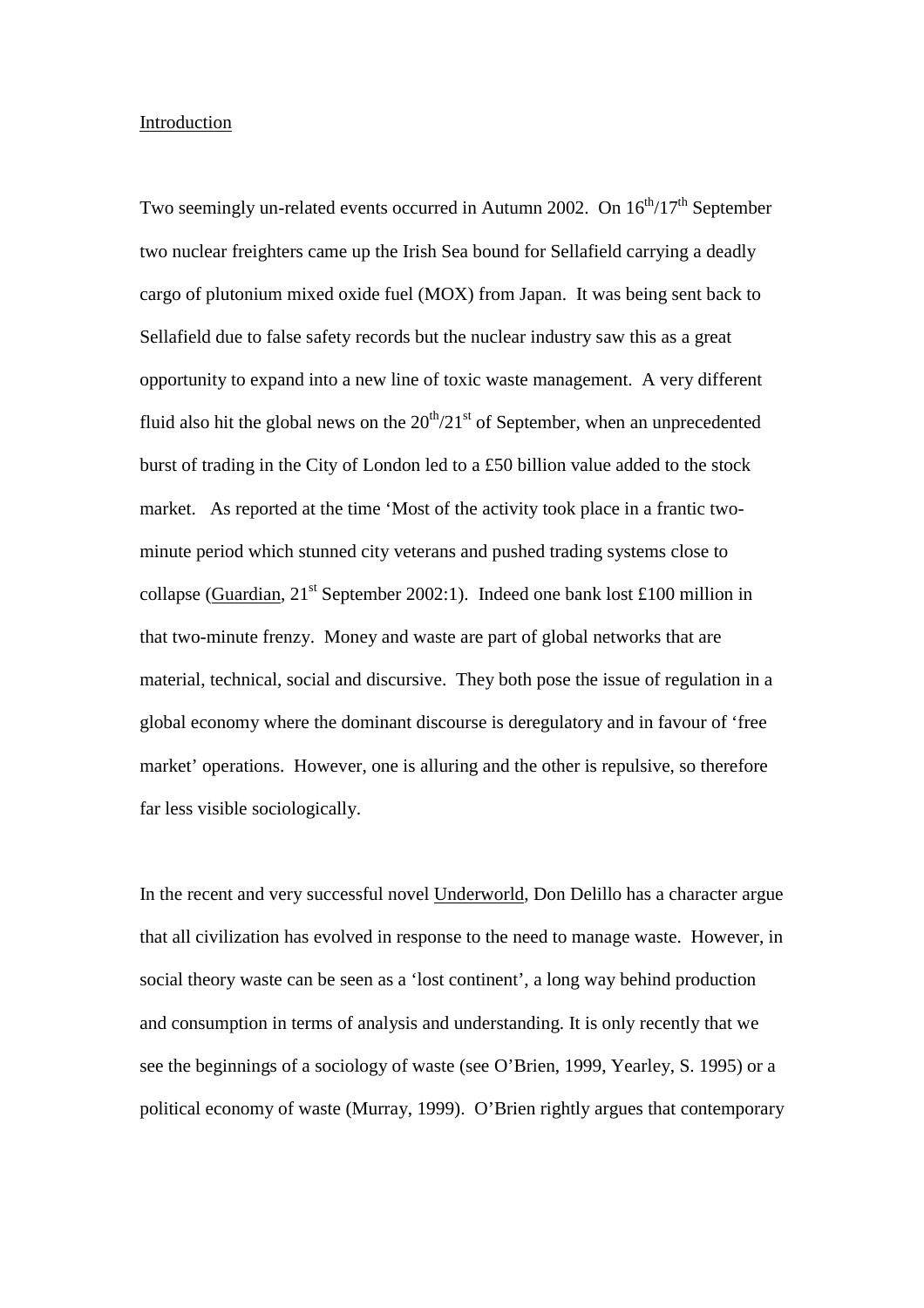## Introduction

Two seemingly un-related events occurred in Autumn 2002. On 16th/17th September two nuclear freighters came up the Irish Sea bound for Sellafield carrying a deadly cargo of plutonium mixed oxide fuel (MOX) from Japan. It was being sent back to Sellafield due to false safety records but the nuclear industry saw this as a great opportunity to expand into a new line of toxic waste management. A very different fluid also hit the global news on the 20th/21st of September, when an unprecedented burst of trading in the City of London led to a £50 billion value added to the stock market. As reported at the time 'Most of the activity took place in a frantic two-minute period which stunned city veterans and pushed trading systems close to collapse (Guardian, 21st September 2002:1). Indeed one bank lost £100 million in that two-minute frenzy. Money and waste are part of global networks that are material, technical, social and discursive. They both pose the issue of regulation in a global economy where the dominant discourse is deregulatory and in favour of 'free market' operations. However, one is alluring and the other is repulsive, so therefore far less visible sociologically.

In the recent and very successful novel Underworld, Don Delillo has a character argue that all civilization has evolved in response to the need to manage waste. However, in social theory waste can be seen as a 'lost continent', a long way behind production and consumption in terms of analysis and understanding. It is only recently that we see the beginnings of a sociology of waste (see O'Brien, 1999, Yearley, S. 1995) or a political economy of waste (Murray, 1999). O'Brien rightly argues that contemporary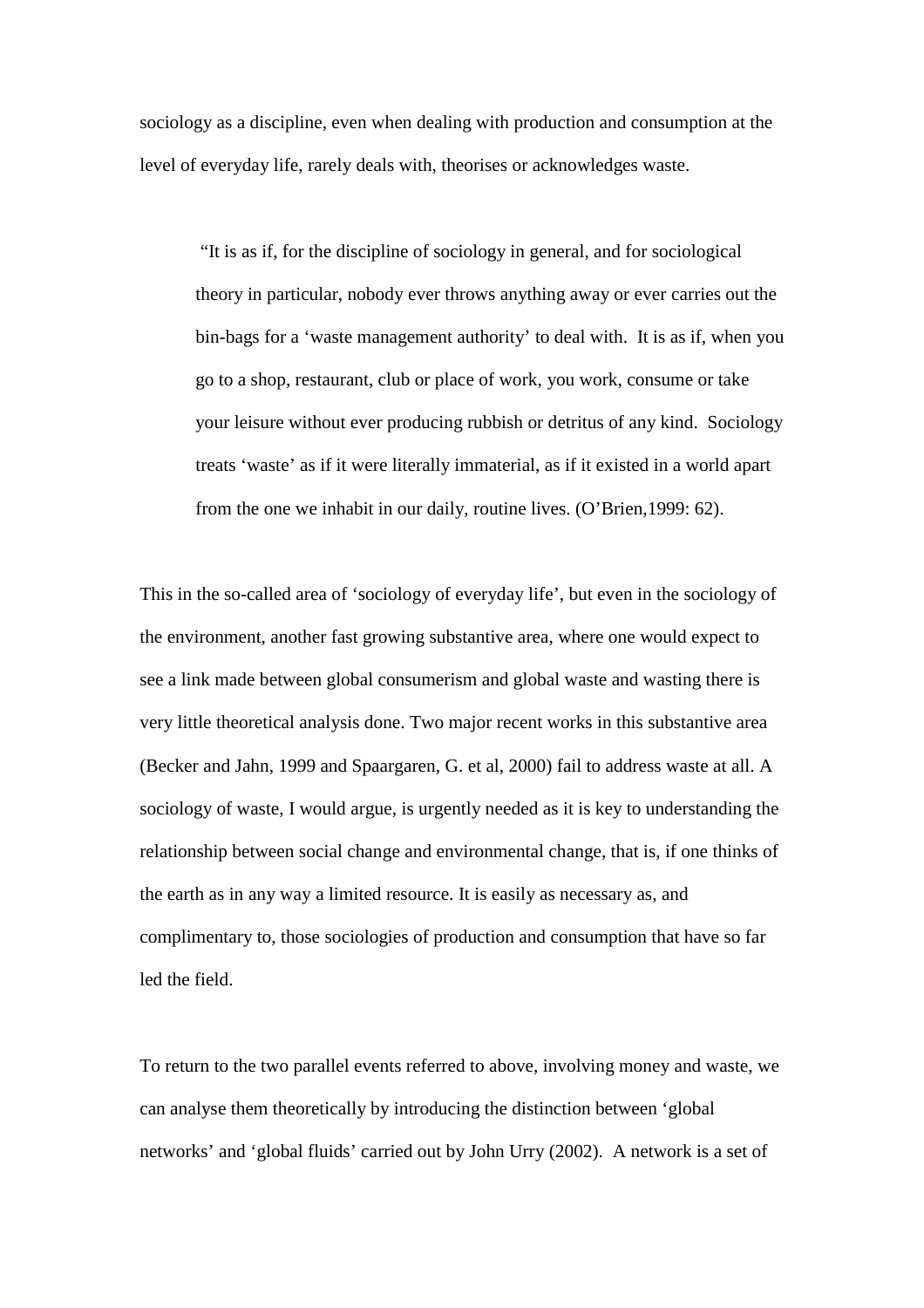sociology as a discipline, even when dealing with production and consumption at the level of everyday life, rarely deals with, theorises or acknowledges waste.

> "It is as if, for the discipline of sociology in general, and for sociological theory in particular, nobody ever throws anything away or ever carries out the bin-bags for a 'waste management authority' to deal with. It is as if, when you go to a shop, restaurant, club or place of work, you work, consume or take your leisure without ever producing rubbish or detritus of any kind. Sociology treats 'waste' as if it were literally immaterial, as if it existed in a world apart from the one we inhabit in our daily, routine lives. (O'Brien,1999: 62).

This in the so-called area of 'sociology of everyday life', but even in the sociology of the environment, another fast growing substantive area, where one would expect to see a link made between global consumerism and global waste and wasting there is very little theoretical analysis done. Two major recent works in this substantive area (Becker and Jahn, 1999 and Spaargaren, G. et al, 2000) fail to address waste at all. A sociology of waste, I would argue, is urgently needed as it is key to understanding the relationship between social change and environmental change, that is, if one thinks of the earth as in any way a limited resource. It is easily as necessary as, and complimentary to, those sociologies of production and consumption that have so far led the field.

To return to the two parallel events referred to above, involving money and waste, we can analyse them theoretically by introducing the distinction between 'global networks' and 'global fluids' carried out by John Urry (2002). A network is a set of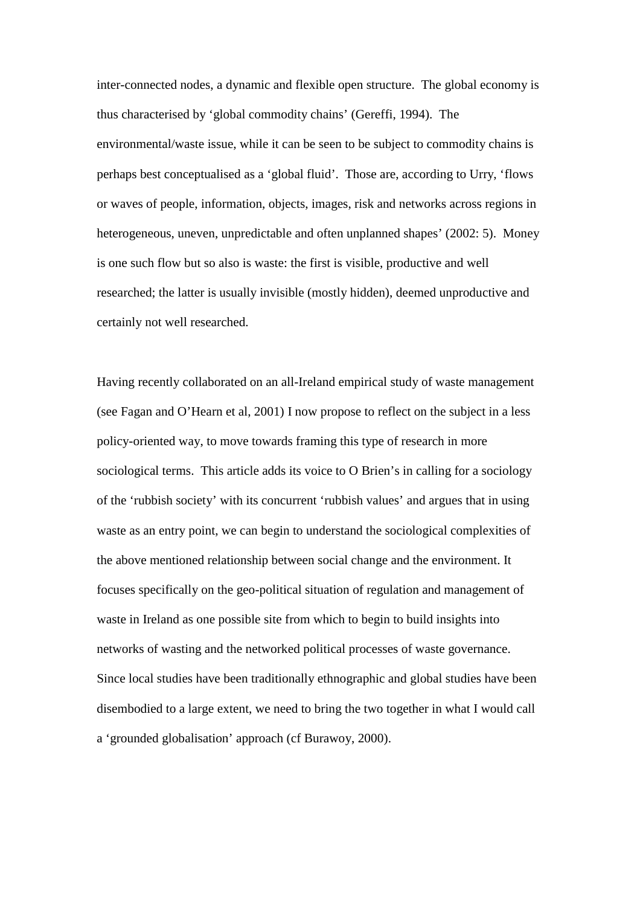inter-connected nodes, a dynamic and flexible open structure. The global economy is thus characterised by 'global commodity chains' (Gereffi, 1994). The environmental/waste issue, while it can be seen to be subject to commodity chains is perhaps best conceptualised as a 'global fluid'. Those are, according to Urry, 'flows or waves of people, information, objects, images, risk and networks across regions in heterogeneous, uneven, unpredictable and often unplanned shapes' (2002: 5). Money is one such flow but so also is waste: the first is visible, productive and well researched; the latter is usually invisible (mostly hidden), deemed unproductive and certainly not well researched.

Having recently collaborated on an all-Ireland empirical study of waste management (see Fagan and O'Hearn et al, 2001) I now propose to reflect on the subject in a less policy-oriented way, to move towards framing this type of research in more sociological terms. This article adds its voice to O Brien's in calling for a sociology of the 'rubbish society' with its concurrent 'rubbish values' and argues that in using waste as an entry point, we can begin to understand the sociological complexities of the above mentioned relationship between social change and the environment. It focuses specifically on the geo-political situation of regulation and management of waste in Ireland as one possible site from which to begin to build insights into networks of wasting and the networked political processes of waste governance. Since local studies have been traditionally ethnographic and global studies have been disembodied to a large extent, we need to bring the two together in what I would call a 'grounded globalisation' approach (cf Burawoy, 2000).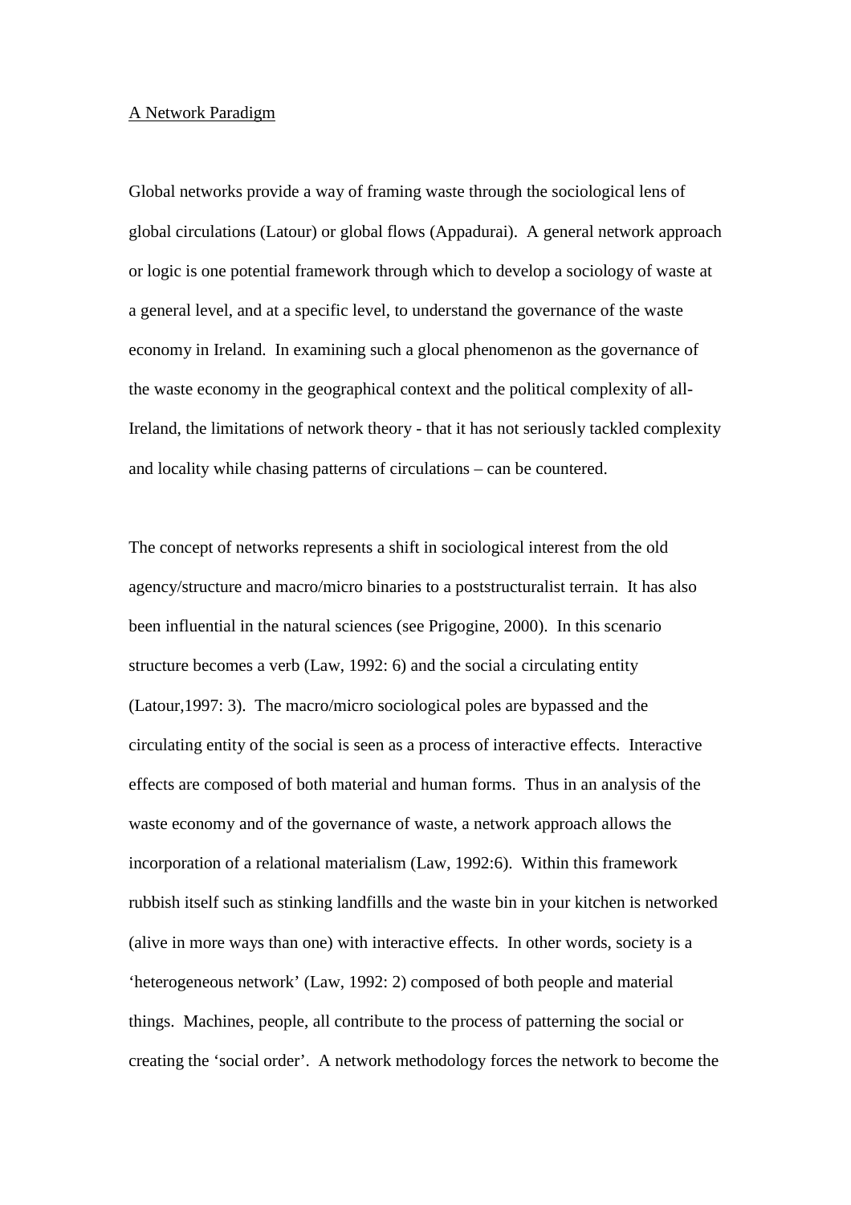<u>A Network Paradigm</u>

Global networks provide a way of framing waste through the sociological lens of global circulations (Latour) or global flows (Appadurai). A general network approach or logic is one potential framework through which to develop a sociology of waste at a general level, and at a specific level, to understand the governance of the waste economy in Ireland. In examining such a glocal phenomenon as the governance of the waste economy in the geographical context and the political complexity of all-Ireland, the limitations of network theory - that it has not seriously tackled complexity and locality while chasing patterns of circulations – can be countered.

The concept of networks represents a shift in sociological interest from the old agency/structure and macro/micro binaries to a poststructuralist terrain. It has also been influential in the natural sciences (see Prigogine, 2000). In this scenario structure becomes a verb (Law, 1992: 6) and the social a circulating entity (Latour,1997: 3). The macro/micro sociological poles are bypassed and the circulating entity of the social is seen as a process of interactive effects. Interactive effects are composed of both material and human forms. Thus in an analysis of the waste economy and of the governance of waste, a network approach allows the incorporation of a relational materialism (Law, 1992:6). Within this framework rubbish itself such as stinking landfills and the waste bin in your kitchen is networked (alive in more ways than one) with interactive effects. In other words, society is a 'heterogeneous network' (Law, 1992: 2) composed of both people and material things. Machines, people, all contribute to the process of patterning the social or creating the 'social order'. A network methodology forces the network to become the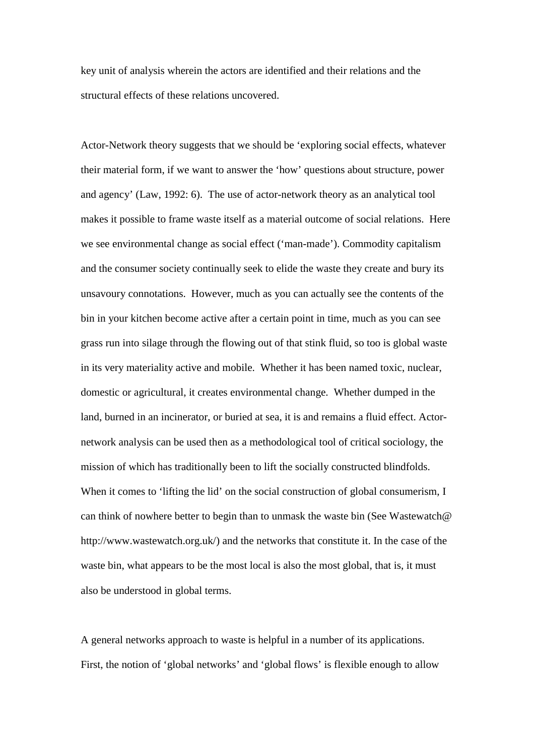key unit of analysis wherein the actors are identified and their relations and the structural effects of these relations uncovered.

Actor-Network theory suggests that we should be 'exploring social effects, whatever their material form, if we want to answer the 'how' questions about structure, power and agency' (Law, 1992: 6). The use of actor-network theory as an analytical tool makes it possible to frame waste itself as a material outcome of social relations. Here we see environmental change as social effect ('man-made'). Commodity capitalism and the consumer society continually seek to elide the waste they create and bury its unsavoury connotations. However, much as you can actually see the contents of the bin in your kitchen become active after a certain point in time, much as you can see grass run into silage through the flowing out of that stink fluid, so too is global waste in its very materiality active and mobile. Whether it has been named toxic, nuclear, domestic or agricultural, it creates environmental change. Whether dumped in the land, burned in an incinerator, or buried at sea, it is and remains a fluid effect. Actor-network analysis can be used then as a methodological tool of critical sociology, the mission of which has traditionally been to lift the socially constructed blindfolds. When it comes to 'lifting the lid' on the social construction of global consumerism, I can think of nowhere better to begin than to unmask the waste bin (See Wastewatch@ http://www.wastewatch.org.uk/) and the networks that constitute it. In the case of the waste bin, what appears to be the most local is also the most global, that is, it must also be understood in global terms.

A general networks approach to waste is helpful in a number of its applications. First, the notion of 'global networks' and 'global flows' is flexible enough to allow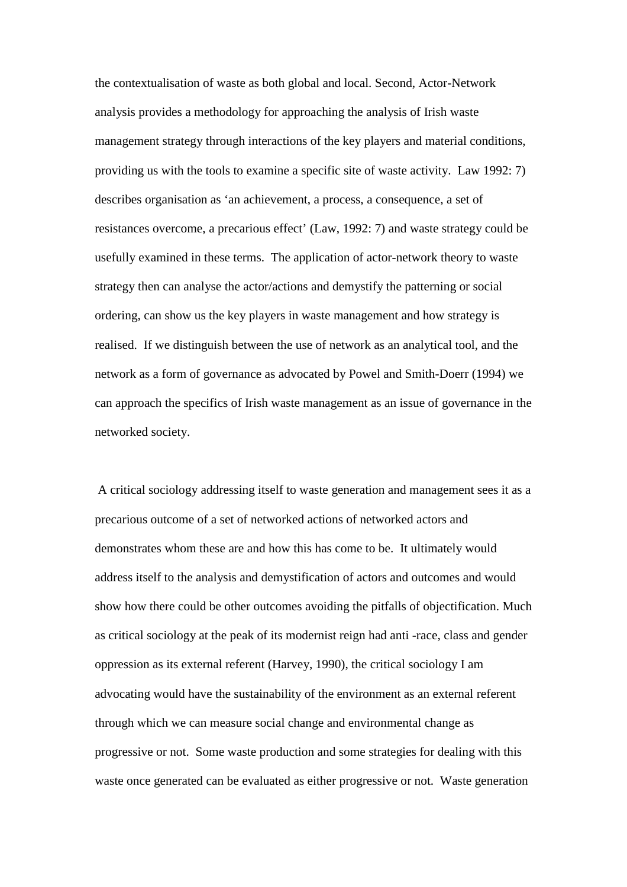the contextualisation of waste as both global and local. Second, Actor-Network analysis provides a methodology for approaching the analysis of Irish waste management strategy through interactions of the key players and material conditions, providing us with the tools to examine a specific site of waste activity. Law 1992: 7) describes organisation as 'an achievement, a process, a consequence, a set of resistances overcome, a precarious effect' (Law, 1992: 7) and waste strategy could be usefully examined in these terms. The application of actor-network theory to waste strategy then can analyse the actor/actions and demystify the patterning or social ordering, can show us the key players in waste management and how strategy is realised. If we distinguish between the use of network as an analytical tool, and the network as a form of governance as advocated by Powel and Smith-Doerr (1994) we can approach the specifics of Irish waste management as an issue of governance in the networked society.

A critical sociology addressing itself to waste generation and management sees it as a precarious outcome of a set of networked actions of networked actors and demonstrates whom these are and how this has come to be. It ultimately would address itself to the analysis and demystification of actors and outcomes and would show how there could be other outcomes avoiding the pitfalls of objectification. Much as critical sociology at the peak of its modernist reign had anti -race, class and gender oppression as its external referent (Harvey, 1990), the critical sociology I am advocating would have the sustainability of the environment as an external referent through which we can measure social change and environmental change as progressive or not. Some waste production and some strategies for dealing with this waste once generated can be evaluated as either progressive or not. Waste generation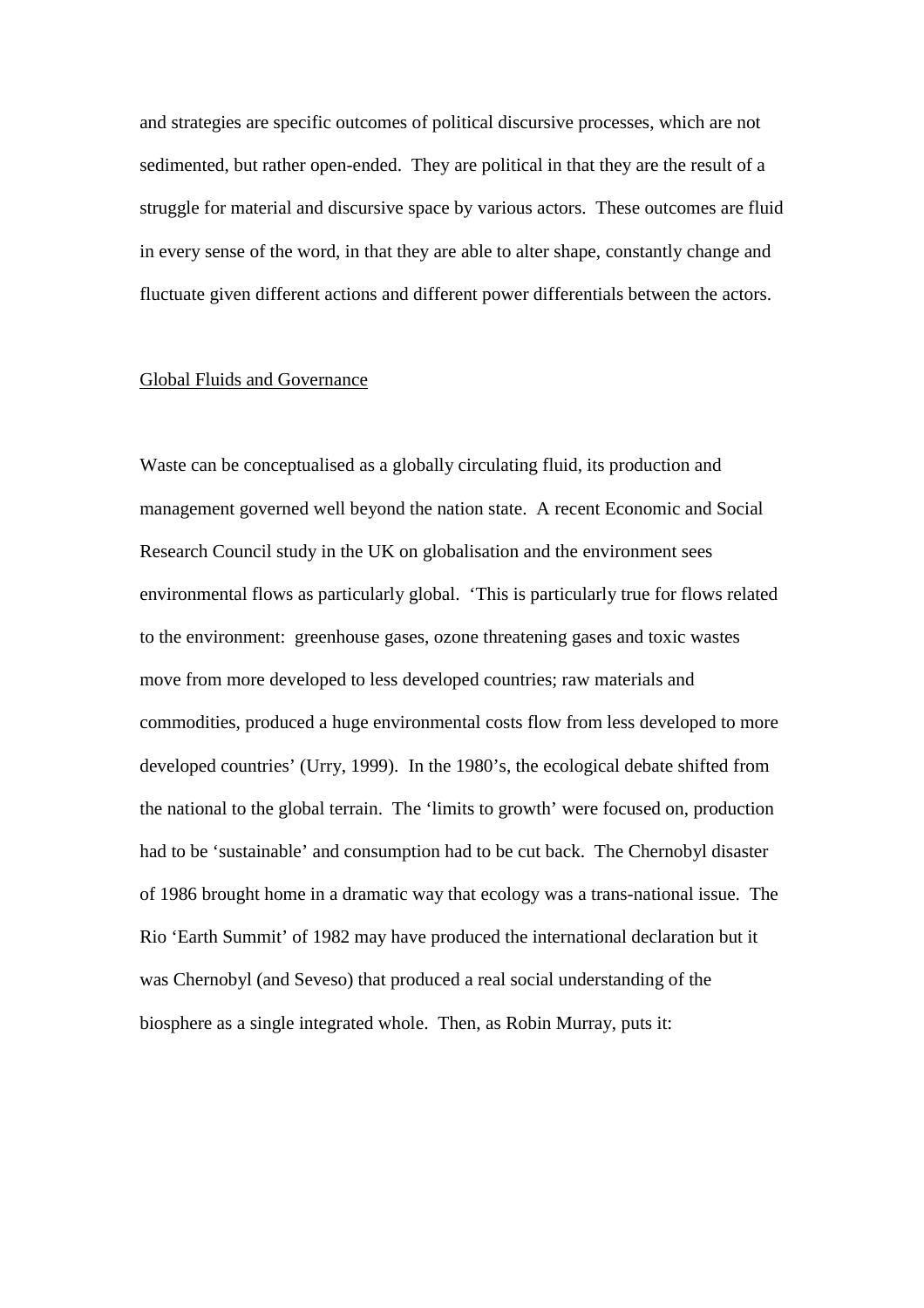and strategies are specific outcomes of political discursive processes, which are not sedimented, but rather open-ended. They are political in that they are the result of a struggle for material and discursive space by various actors. These outcomes are fluid in every sense of the word, in that they are able to alter shape, constantly change and fluctuate given different actions and different power differentials between the actors.

## Global Fluids and Governance

Waste can be conceptualised as a globally circulating fluid, its production and management governed well beyond the nation state. A recent Economic and Social Research Council study in the UK on globalisation and the environment sees environmental flows as particularly global. 'This is particularly true for flows related to the environment: greenhouse gases, ozone threatening gases and toxic wastes move from more developed to less developed countries; raw materials and commodities, produced a huge environmental costs flow from less developed to more developed countries' (Urry, 1999). In the 1980's, the ecological debate shifted from the national to the global terrain. The 'limits to growth' were focused on, production had to be 'sustainable' and consumption had to be cut back. The Chernobyl disaster of 1986 brought home in a dramatic way that ecology was a trans-national issue. The Rio 'Earth Summit' of 1982 may have produced the international declaration but it was Chernobyl (and Seveso) that produced a real social understanding of the biosphere as a single integrated whole. Then, as Robin Murray, puts it: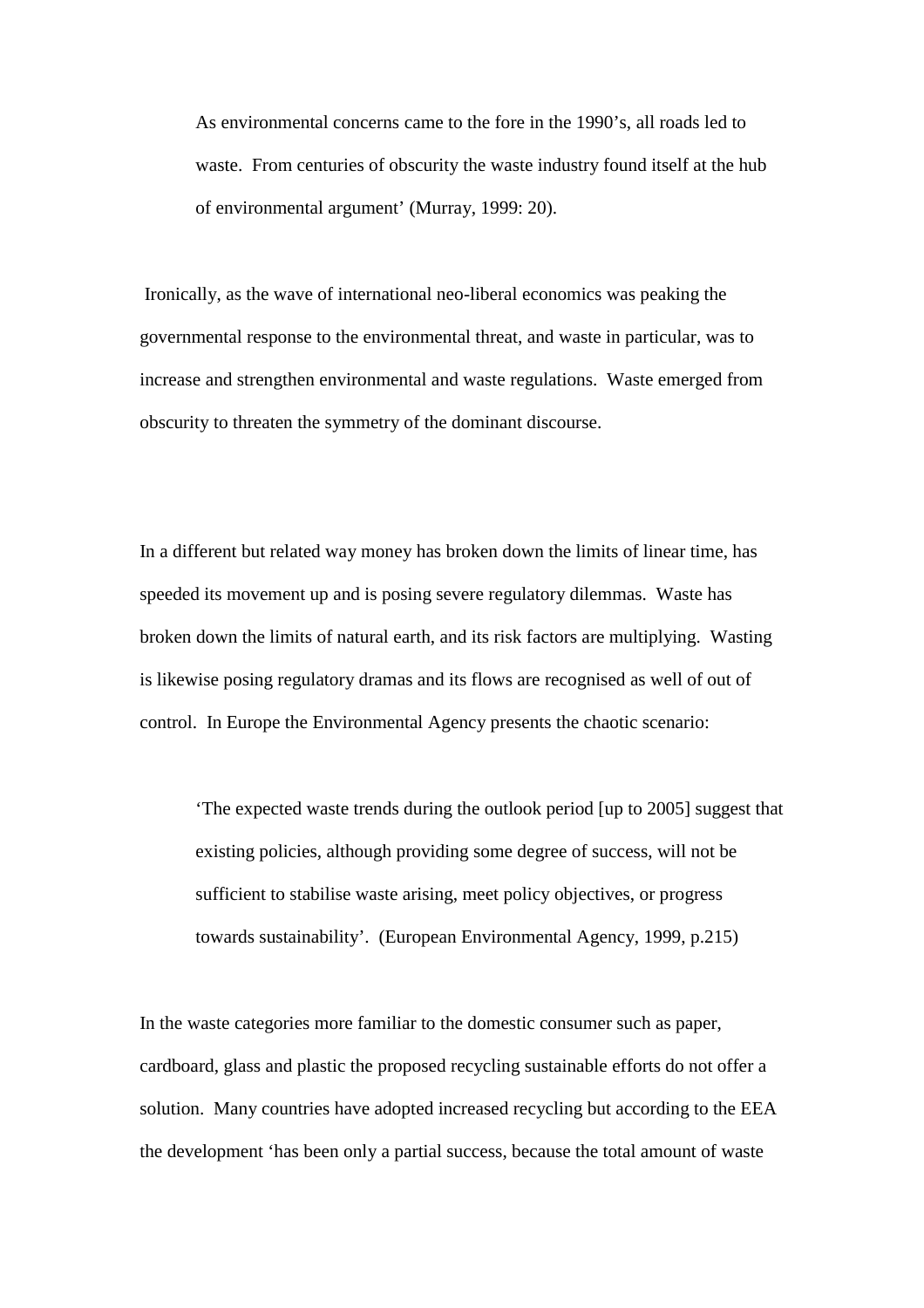> As environmental concerns came to the fore in the 1990's, all roads led to waste. From centuries of obscurity the waste industry found itself at the hub of environmental argument' (Murray, 1999: 20).

Ironically, as the wave of international neo-liberal economics was peaking the governmental response to the environmental threat, and waste in particular, was to increase and strengthen environmental and waste regulations. Waste emerged from obscurity to threaten the symmetry of the dominant discourse.

In a different but related way money has broken down the limits of linear time, has speeded its movement up and is posing severe regulatory dilemmas. Waste has broken down the limits of natural earth, and its risk factors are multiplying. Wasting is likewise posing regulatory dramas and its flows are recognised as well of out of control. In Europe the Environmental Agency presents the chaotic scenario:

> 'The expected waste trends during the outlook period [up to 2005] suggest that existing policies, although providing some degree of success, will not be sufficient to stabilise waste arising, meet policy objectives, or progress towards sustainability'. (European Environmental Agency, 1999, p.215)

In the waste categories more familiar to the domestic consumer such as paper, cardboard, glass and plastic the proposed recycling sustainable efforts do not offer a solution. Many countries have adopted increased recycling but according to the EEA the development 'has been only a partial success, because the total amount of waste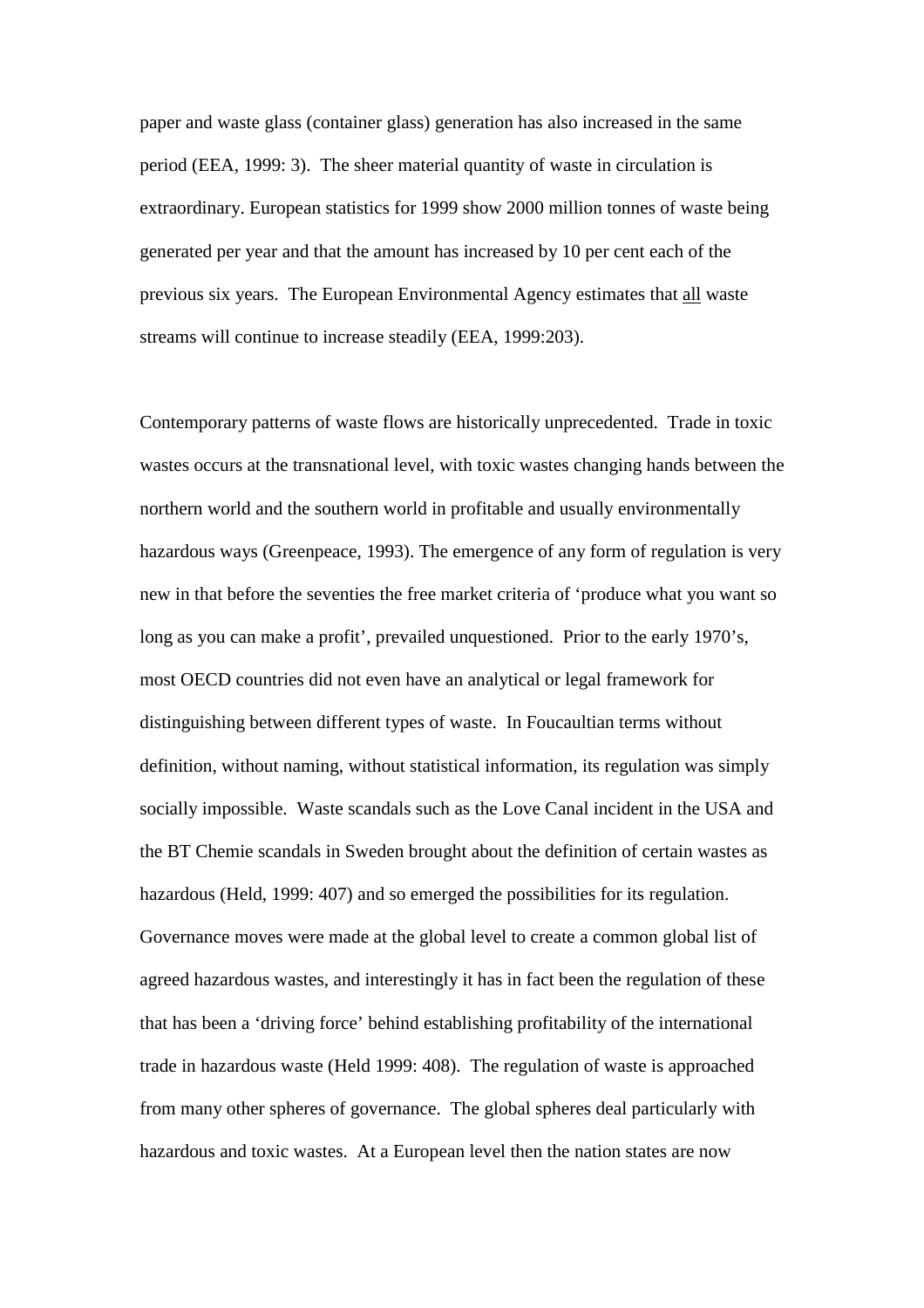paper and waste glass (container glass) generation has also increased in the same period (EEA, 1999: 3). The sheer material quantity of waste in circulation is extraordinary. European statistics for 1999 show 2000 million tonnes of waste being generated per year and that the amount has increased by 10 per cent each of the previous six years. The European Environmental Agency estimates that <u>all</u> waste streams will continue to increase steadily (EEA, 1999:203).

Contemporary patterns of waste flows are historically unprecedented. Trade in toxic wastes occurs at the transnational level, with toxic wastes changing hands between the northern world and the southern world in profitable and usually environmentally hazardous ways (Greenpeace, 1993). The emergence of any form of regulation is very new in that before the seventies the free market criteria of 'produce what you want so long as you can make a profit', prevailed unquestioned. Prior to the early 1970's, most OECD countries did not even have an analytical or legal framework for distinguishing between different types of waste. In Foucaultian terms without definition, without naming, without statistical information, its regulation was simply socially impossible. Waste scandals such as the Love Canal incident in the USA and the BT Chemie scandals in Sweden brought about the definition of certain wastes as hazardous (Held, 1999: 407) and so emerged the possibilities for its regulation. Governance moves were made at the global level to create a common global list of agreed hazardous wastes, and interestingly it has in fact been the regulation of these that has been a 'driving force' behind establishing profitability of the international trade in hazardous waste (Held 1999: 408). The regulation of waste is approached from many other spheres of governance. The global spheres deal particularly with hazardous and toxic wastes. At a European level then the nation states are now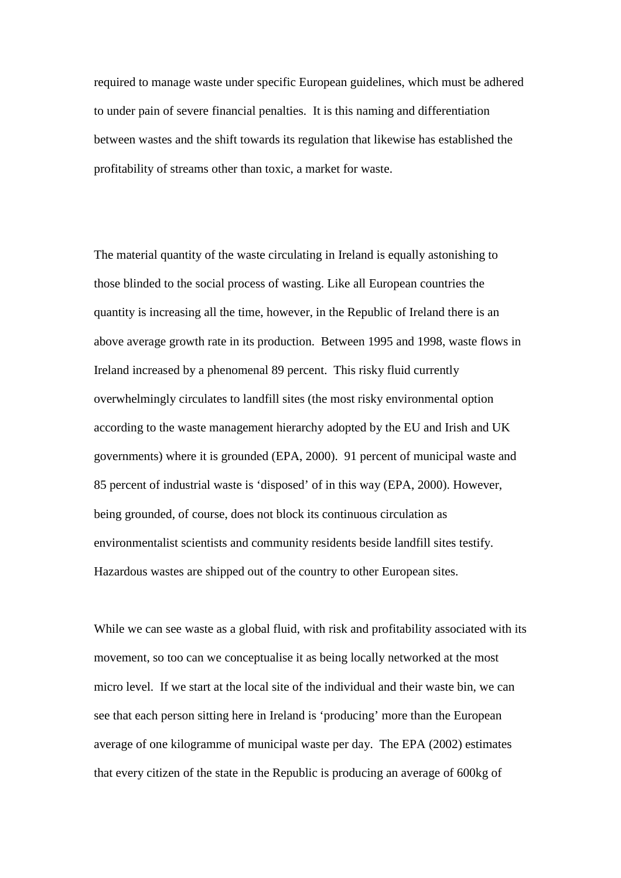required to manage waste under specific European guidelines, which must be adhered to under pain of severe financial penalties. It is this naming and differentiation between wastes and the shift towards its regulation that likewise has established the profitability of streams other than toxic, a market for waste.

The material quantity of the waste circulating in Ireland is equally astonishing to those blinded to the social process of wasting. Like all European countries the quantity is increasing all the time, however, in the Republic of Ireland there is an above average growth rate in its production. Between 1995 and 1998, waste flows in Ireland increased by a phenomenal 89 percent. This risky fluid currently overwhelmingly circulates to landfill sites (the most risky environmental option according to the waste management hierarchy adopted by the EU and Irish and UK governments) where it is grounded (EPA, 2000). 91 percent of municipal waste and 85 percent of industrial waste is 'disposed' of in this way (EPA, 2000). However, being grounded, of course, does not block its continuous circulation as environmentalist scientists and community residents beside landfill sites testify. Hazardous wastes are shipped out of the country to other European sites.

While we can see waste as a global fluid, with risk and profitability associated with its movement, so too can we conceptualise it as being locally networked at the most micro level. If we start at the local site of the individual and their waste bin, we can see that each person sitting here in Ireland is 'producing' more than the European average of one kilogramme of municipal waste per day. The EPA (2002) estimates that every citizen of the state in the Republic is producing an average of 600kg of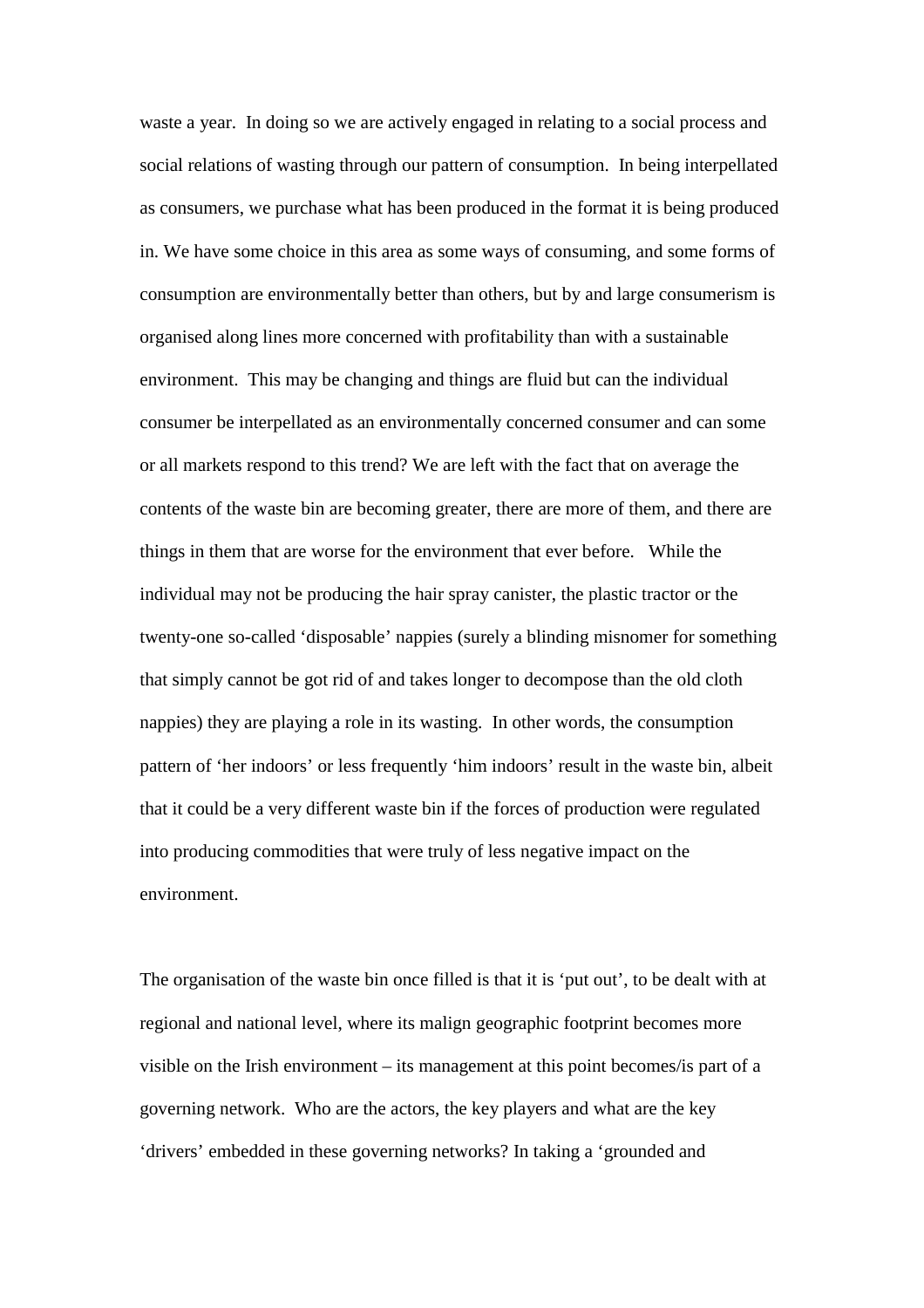waste a year. In doing so we are actively engaged in relating to a social process and social relations of wasting through our pattern of consumption. In being interpellated as consumers, we purchase what has been produced in the format it is being produced in. We have some choice in this area as some ways of consuming, and some forms of consumption are environmentally better than others, but by and large consumerism is organised along lines more concerned with profitability than with a sustainable environment. This may be changing and things are fluid but can the individual consumer be interpellated as an environmentally concerned consumer and can some or all markets respond to this trend? We are left with the fact that on average the contents of the waste bin are becoming greater, there are more of them, and there are things in them that are worse for the environment that ever before. While the individual may not be producing the hair spray canister, the plastic tractor or the twenty-one so-called 'disposable' nappies (surely a blinding misnomer for something that simply cannot be got rid of and takes longer to decompose than the old cloth nappies) they are playing a role in its wasting. In other words, the consumption pattern of 'her indoors' or less frequently 'him indoors' result in the waste bin, albeit that it could be a very different waste bin if the forces of production were regulated into producing commodities that were truly of less negative impact on the environment.

The organisation of the waste bin once filled is that it is 'put out', to be dealt with at regional and national level, where its malign geographic footprint becomes more visible on the Irish environment – its management at this point becomes/is part of a governing network. Who are the actors, the key players and what are the key 'drivers' embedded in these governing networks? In taking a 'grounded and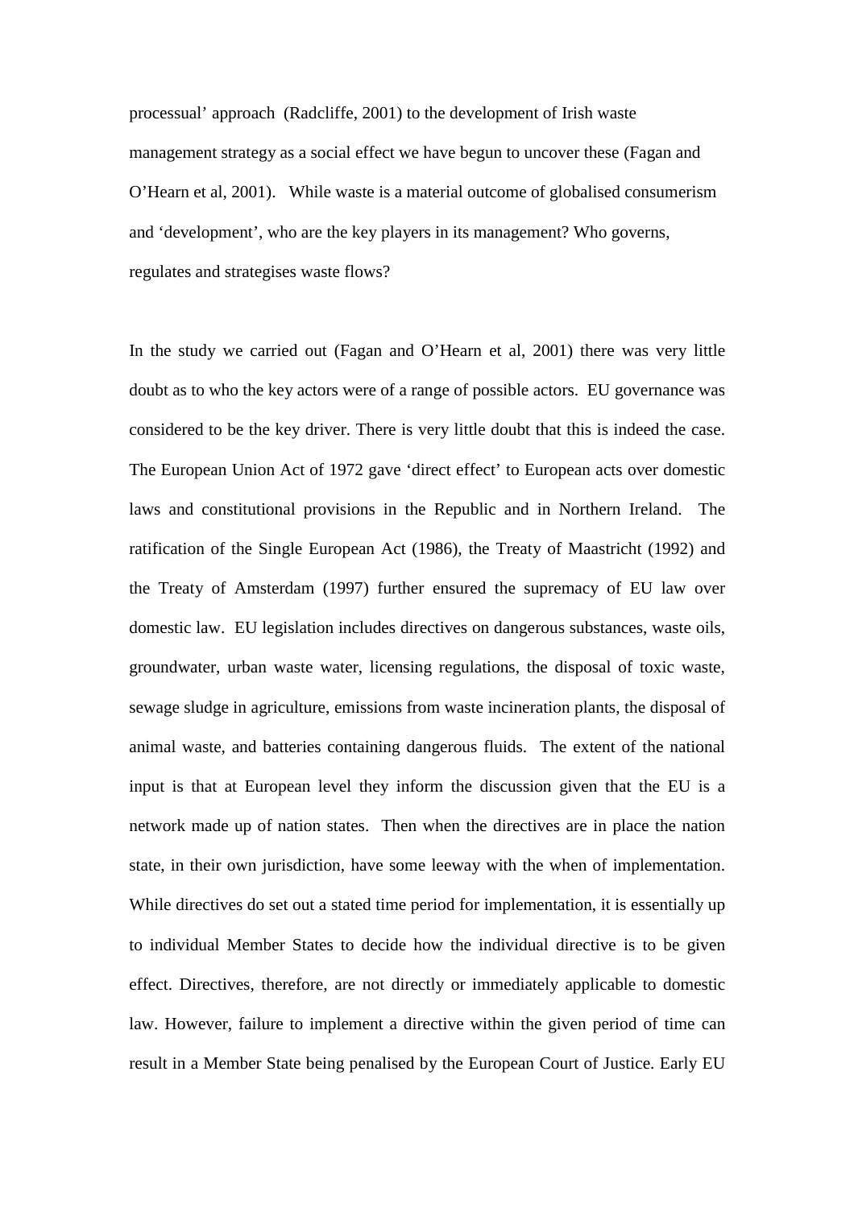processual' approach  (Radcliffe, 2001) to the development of Irish waste management strategy as a social effect we have begun to uncover these (Fagan and O'Hearn et al, 2001).   While waste is a material outcome of globalised consumerism and 'development', who are the key players in its management? Who governs, regulates and strategises waste flows?

In the study we carried out (Fagan and O'Hearn et al, 2001) there was very little doubt as to who the key actors were of a range of possible actors.  EU governance was considered to be the key driver. There is very little doubt that this is indeed the case. The European Union Act of 1972 gave 'direct effect' to European acts over domestic laws and constitutional provisions in the Republic and in Northern Ireland.  The ratification of the Single European Act (1986), the Treaty of Maastricht (1992) and the Treaty of Amsterdam (1997) further ensured the supremacy of EU law over domestic law.  EU legislation includes directives on dangerous substances, waste oils, groundwater, urban waste water, licensing regulations, the disposal of toxic waste, sewage sludge in agriculture, emissions from waste incineration plants, the disposal of animal waste, and batteries containing dangerous fluids.  The extent of the national input is that at European level they inform the discussion given that the EU is a network made up of nation states.  Then when the directives are in place the nation state, in their own jurisdiction, have some leeway with the when of implementation. While directives do set out a stated time period for implementation, it is essentially up to individual Member States to decide how the individual directive is to be given effect. Directives, therefore, are not directly or immediately applicable to domestic law. However, failure to implement a directive within the given period of time can result in a Member State being penalised by the European Court of Justice. Early EU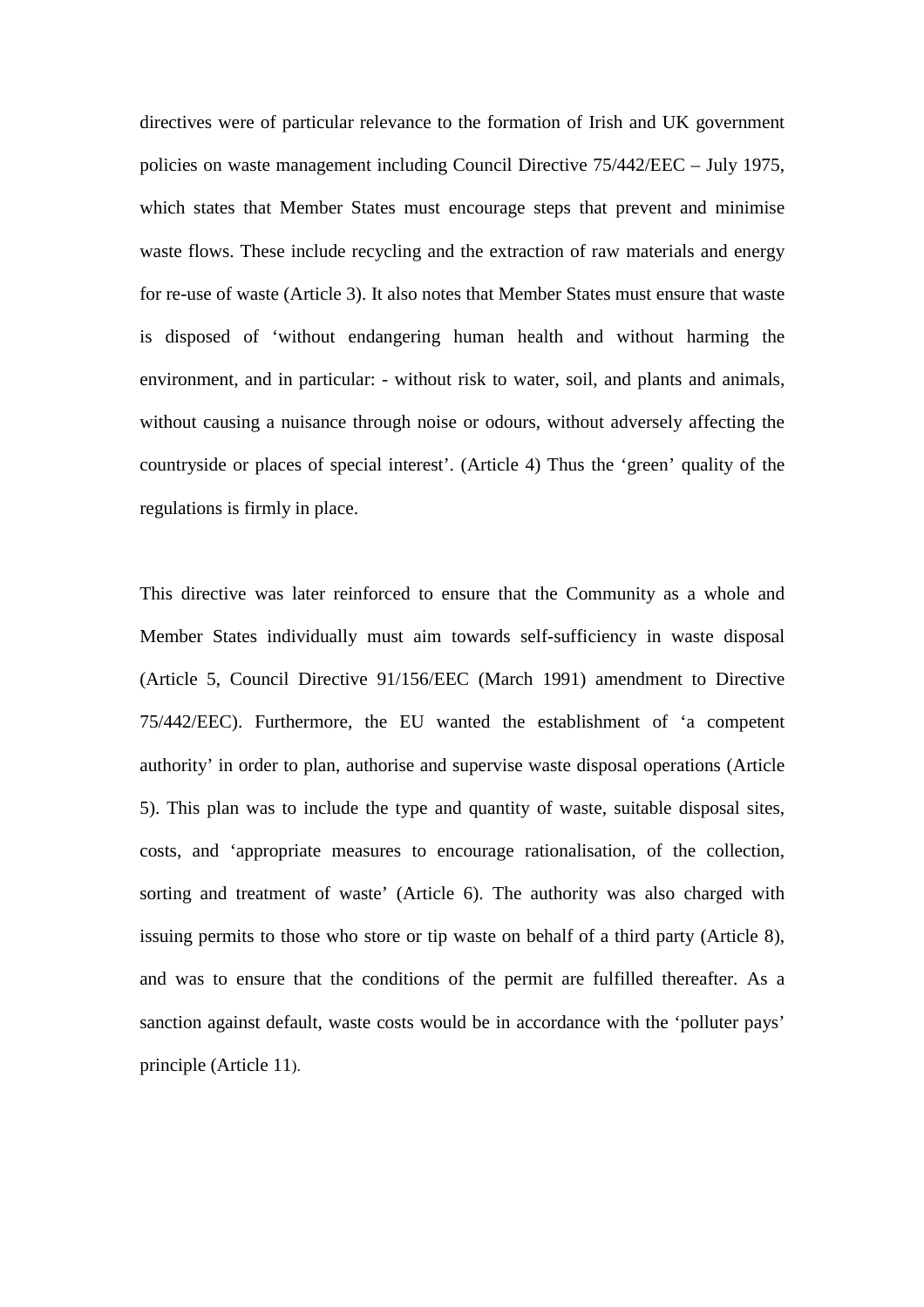directives were of particular relevance to the formation of Irish and UK government policies on waste management including Council Directive 75/442/EEC – July 1975, which states that Member States must encourage steps that prevent and minimise waste flows. These include recycling and the extraction of raw materials and energy for re-use of waste (Article 3). It also notes that Member States must ensure that waste is disposed of 'without endangering human health and without harming the environment, and in particular: - without risk to water, soil, and plants and animals, without causing a nuisance through noise or odours, without adversely affecting the countryside or places of special interest'. (Article 4) Thus the 'green' quality of the regulations is firmly in place.

This directive was later reinforced to ensure that the Community as a whole and Member States individually must aim towards self-sufficiency in waste disposal (Article 5, Council Directive 91/156/EEC (March 1991) amendment to Directive 75/442/EEC). Furthermore, the EU wanted the establishment of 'a competent authority' in order to plan, authorise and supervise waste disposal operations (Article 5). This plan was to include the type and quantity of waste, suitable disposal sites, costs, and 'appropriate measures to encourage rationalisation, of the collection, sorting and treatment of waste' (Article 6). The authority was also charged with issuing permits to those who store or tip waste on behalf of a third party (Article 8), and was to ensure that the conditions of the permit are fulfilled thereafter. As a sanction against default, waste costs would be in accordance with the 'polluter pays' principle (Article 11).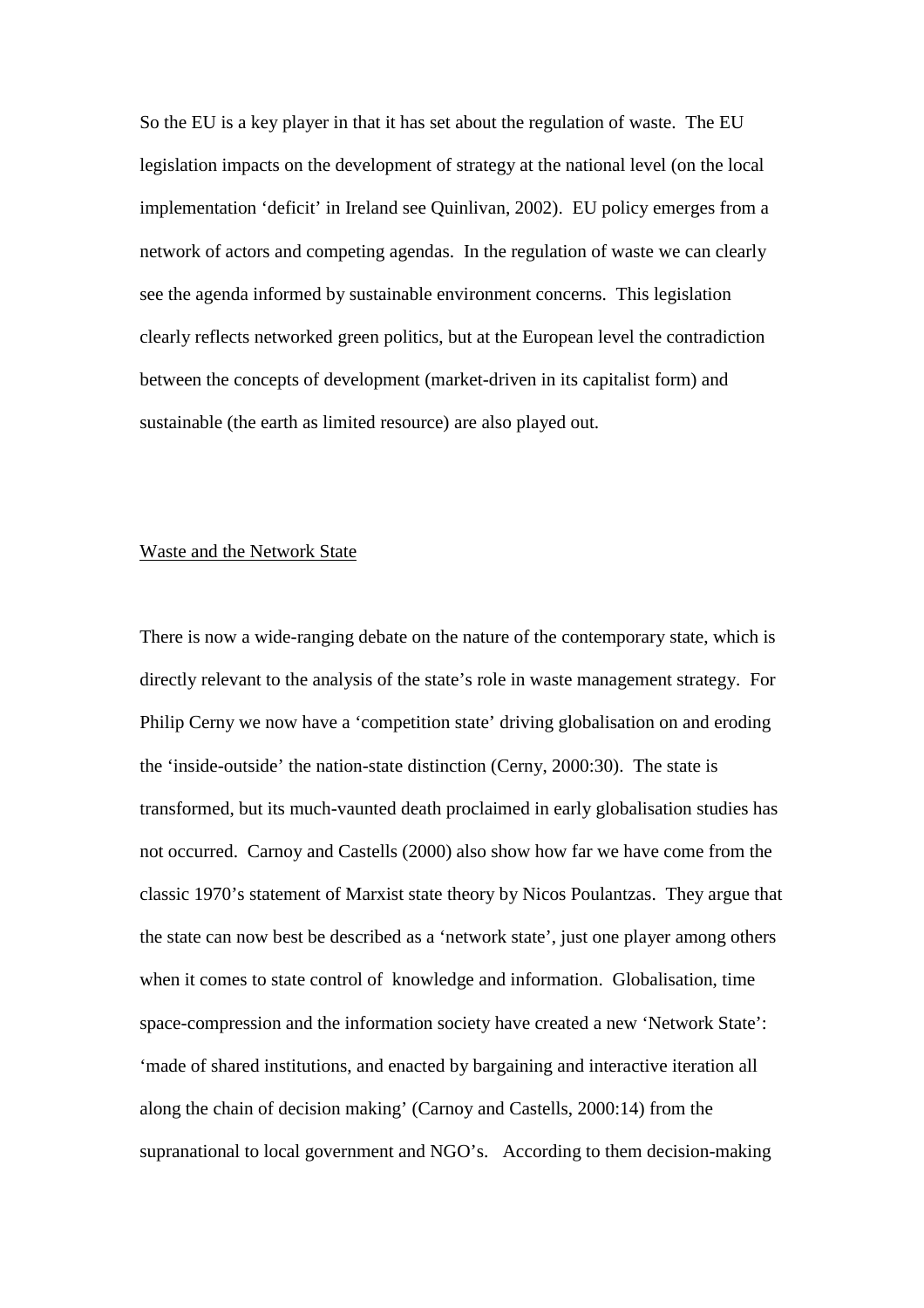So the EU is a key player in that it has set about the regulation of waste. The EU legislation impacts on the development of strategy at the national level (on the local implementation 'deficit' in Ireland see Quinlivan, 2002). EU policy emerges from a network of actors and competing agendas. In the regulation of waste we can clearly see the agenda informed by sustainable environment concerns. This legislation clearly reflects networked green politics, but at the European level the contradiction between the concepts of development (market-driven in its capitalist form) and sustainable (the earth as limited resource) are also played out.

## Waste and the Network State

There is now a wide-ranging debate on the nature of the contemporary state, which is directly relevant to the analysis of the state's role in waste management strategy. For Philip Cerny we now have a 'competition state' driving globalisation on and eroding the 'inside-outside' the nation-state distinction (Cerny, 2000:30). The state is transformed, but its much-vaunted death proclaimed in early globalisation studies has not occurred. Carnoy and Castells (2000) also show how far we have come from the classic 1970's statement of Marxist state theory by Nicos Poulantzas. They argue that the state can now best be described as a 'network state', just one player among others when it comes to state control of knowledge and information. Globalisation, time space-compression and the information society have created a new 'Network State': 'made of shared institutions, and enacted by bargaining and interactive iteration all along the chain of decision making' (Carnoy and Castells, 2000:14) from the supranational to local government and NGO's. According to them decision-making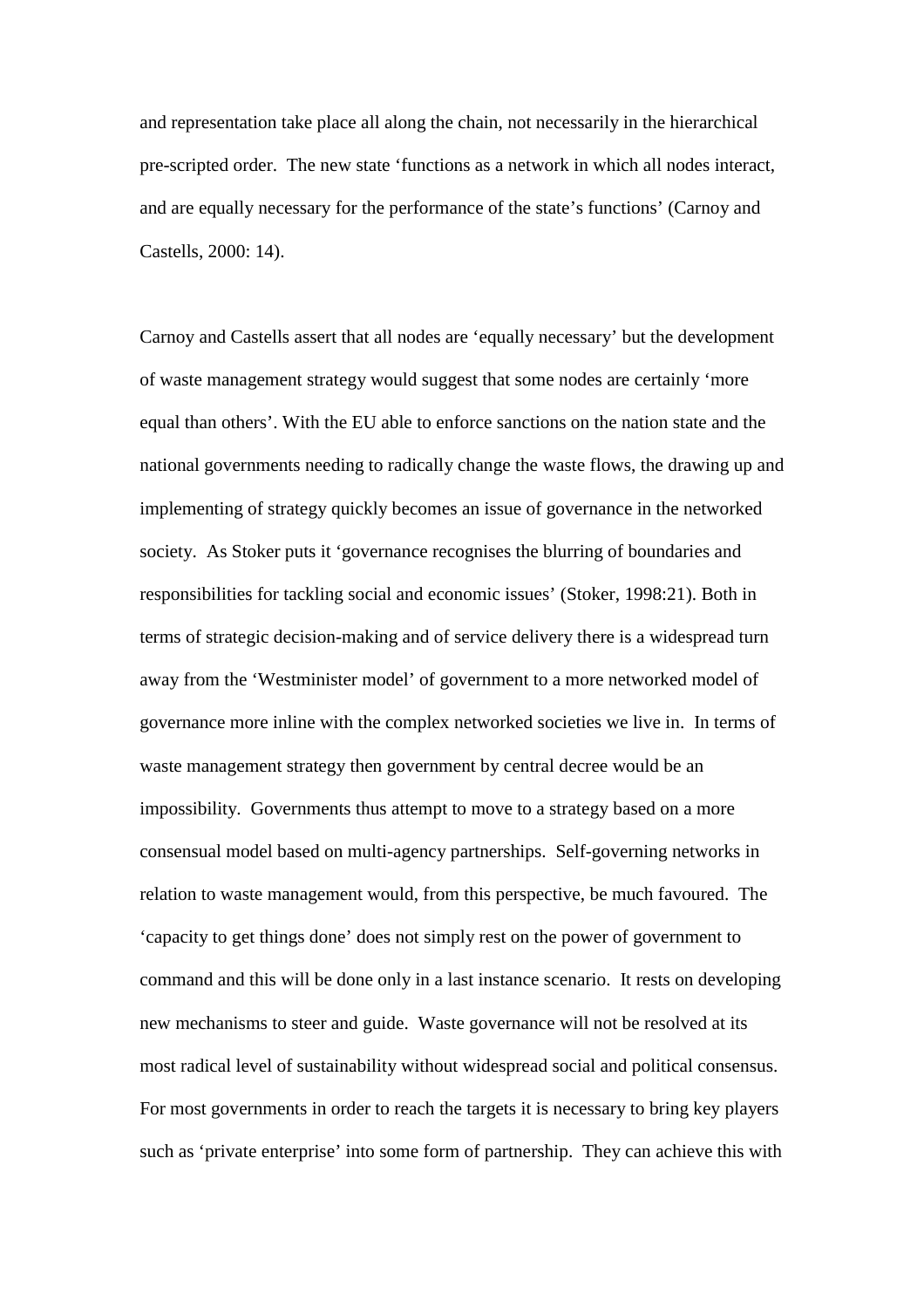and representation take place all along the chain, not necessarily in the hierarchical pre-scripted order. The new state 'functions as a network in which all nodes interact, and are equally necessary for the performance of the state's functions' (Carnoy and Castells, 2000: 14).

Carnoy and Castells assert that all nodes are 'equally necessary' but the development of waste management strategy would suggest that some nodes are certainly 'more equal than others'. With the EU able to enforce sanctions on the nation state and the national governments needing to radically change the waste flows, the drawing up and implementing of strategy quickly becomes an issue of governance in the networked society. As Stoker puts it 'governance recognises the blurring of boundaries and responsibilities for tackling social and economic issues' (Stoker, 1998:21). Both in terms of strategic decision-making and of service delivery there is a widespread turn away from the 'Westminister model' of government to a more networked model of governance more inline with the complex networked societies we live in. In terms of waste management strategy then government by central decree would be an impossibility. Governments thus attempt to move to a strategy based on a more consensual model based on multi-agency partnerships. Self-governing networks in relation to waste management would, from this perspective, be much favoured. The 'capacity to get things done' does not simply rest on the power of government to command and this will be done only in a last instance scenario. It rests on developing new mechanisms to steer and guide. Waste governance will not be resolved at its most radical level of sustainability without widespread social and political consensus. For most governments in order to reach the targets it is necessary to bring key players such as 'private enterprise' into some form of partnership. They can achieve this with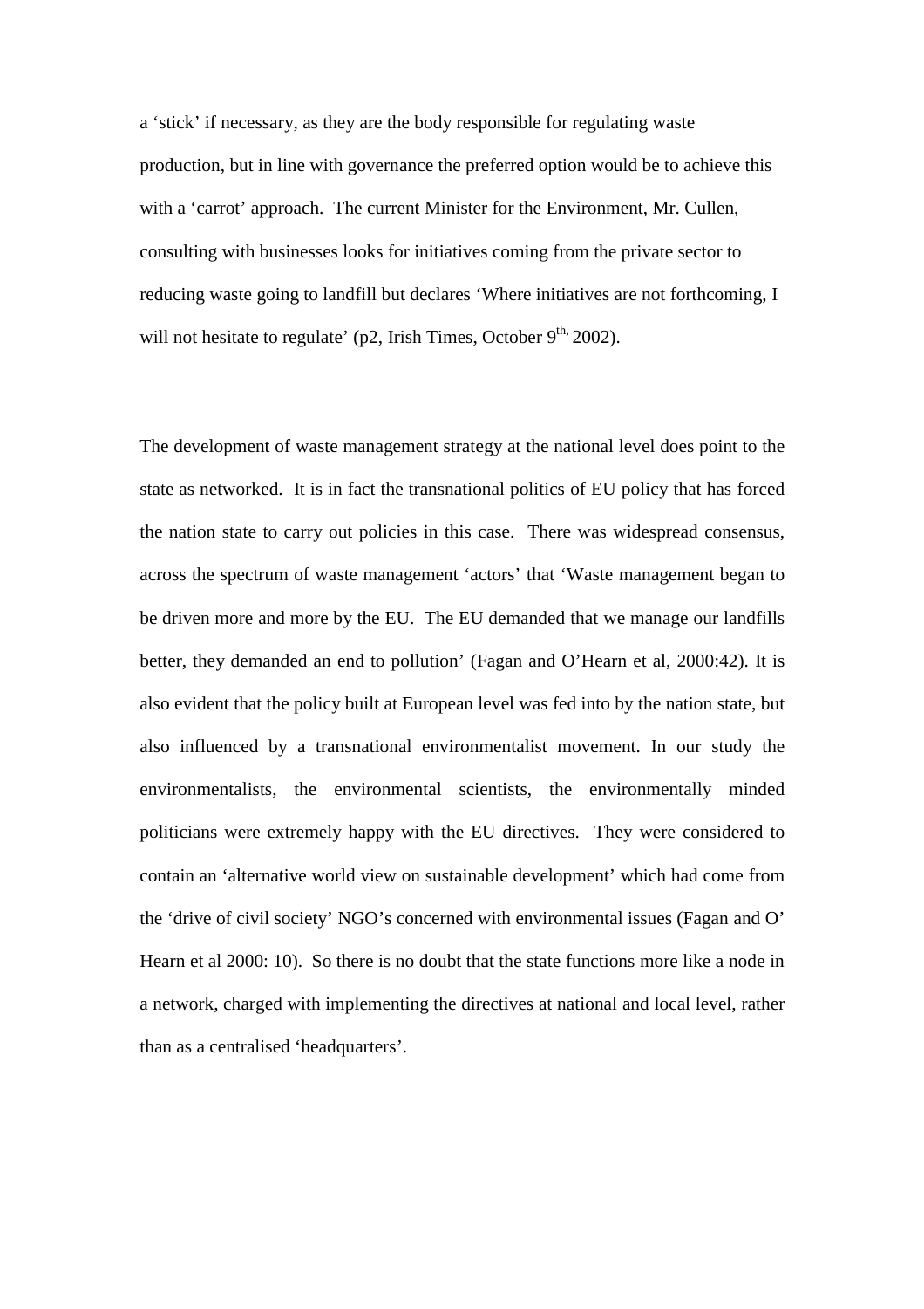a 'stick' if necessary, as they are the body responsible for regulating waste production, but in line with governance the preferred option would be to achieve this with a 'carrot' approach. The current Minister for the Environment, Mr. Cullen, consulting with businesses looks for initiatives coming from the private sector to reducing waste going to landfill but declares 'Where initiatives are not forthcoming, I will not hesitate to regulate' (p2, Irish Times, October 9th, 2002).

The development of waste management strategy at the national level does point to the state as networked. It is in fact the transnational politics of EU policy that has forced the nation state to carry out policies in this case. There was widespread consensus, across the spectrum of waste management 'actors' that 'Waste management began to be driven more and more by the EU. The EU demanded that we manage our landfills better, they demanded an end to pollution' (Fagan and O'Hearn et al, 2000:42). It is also evident that the policy built at European level was fed into by the nation state, but also influenced by a transnational environmentalist movement. In our study the environmentalists, the environmental scientists, the environmentally minded politicians were extremely happy with the EU directives. They were considered to contain an 'alternative world view on sustainable development' which had come from the 'drive of civil society' NGO's concerned with environmental issues (Fagan and O' Hearn et al 2000: 10). So there is no doubt that the state functions more like a node in a network, charged with implementing the directives at national and local level, rather than as a centralised 'headquarters'.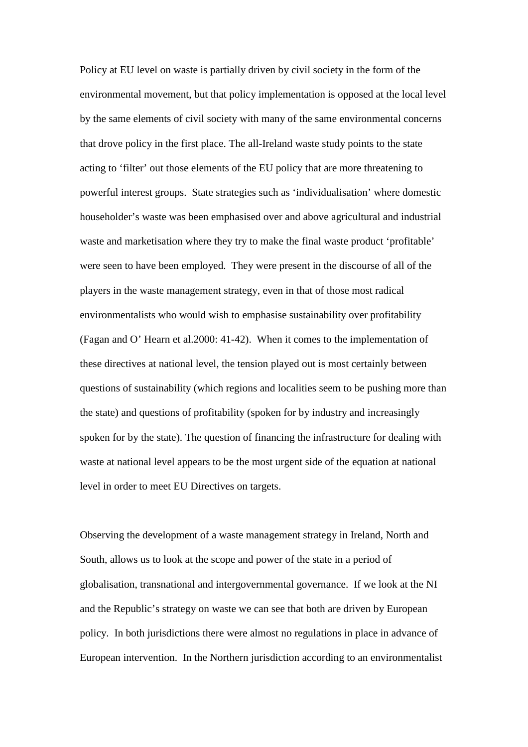Policy at EU level on waste is partially driven by civil society in the form of the environmental movement, but that policy implementation is opposed at the local level by the same elements of civil society with many of the same environmental concerns that drove policy in the first place. The all-Ireland waste study points to the state acting to 'filter' out those elements of the EU policy that are more threatening to powerful interest groups. State strategies such as 'individualisation' where domestic householder's waste was been emphasised over and above agricultural and industrial waste and marketisation where they try to make the final waste product 'profitable' were seen to have been employed. They were present in the discourse of all of the players in the waste management strategy, even in that of those most radical environmentalists who would wish to emphasise sustainability over profitability (Fagan and O' Hearn et al.2000: 41-42). When it comes to the implementation of these directives at national level, the tension played out is most certainly between questions of sustainability (which regions and localities seem to be pushing more than the state) and questions of profitability (spoken for by industry and increasingly spoken for by the state). The question of financing the infrastructure for dealing with waste at national level appears to be the most urgent side of the equation at national level in order to meet EU Directives on targets.

Observing the development of a waste management strategy in Ireland, North and South, allows us to look at the scope and power of the state in a period of globalisation, transnational and intergovernmental governance. If we look at the NI and the Republic's strategy on waste we can see that both are driven by European policy. In both jurisdictions there were almost no regulations in place in advance of European intervention. In the Northern jurisdiction according to an environmentalist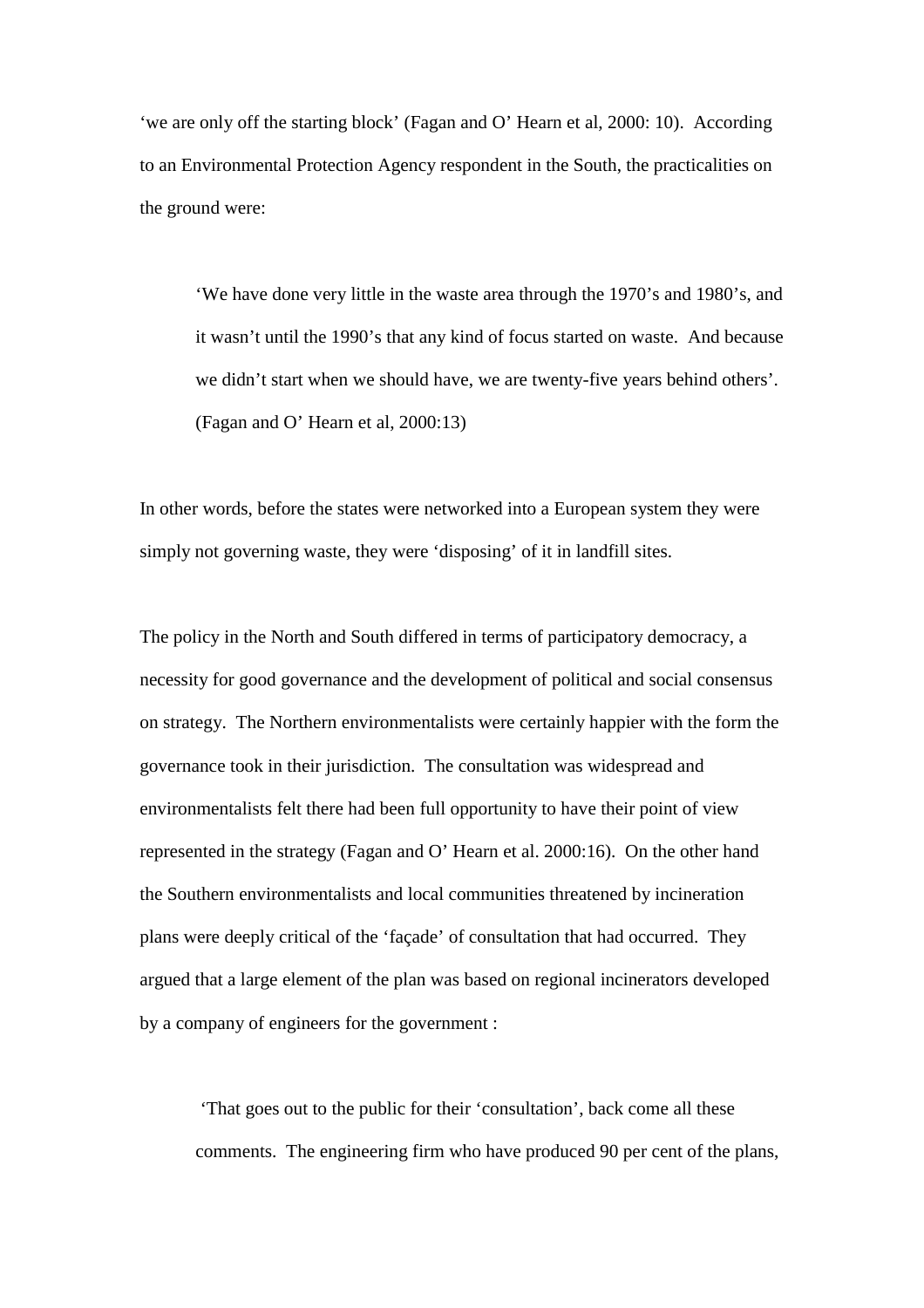'we are only off the starting block' (Fagan and O' Hearn et al, 2000: 10). According to an Environmental Protection Agency respondent in the South, the practicalities on the ground were:

> 'We have done very little in the waste area through the 1970's and 1980's, and it wasn't until the 1990's that any kind of focus started on waste. And because we didn't start when we should have, we are twenty-five years behind others'. (Fagan and O' Hearn et al, 2000:13)

In other words, before the states were networked into a European system they were simply not governing waste, they were 'disposing' of it in landfill sites.

The policy in the North and South differed in terms of participatory democracy, a necessity for good governance and the development of political and social consensus on strategy. The Northern environmentalists were certainly happier with the form the governance took in their jurisdiction. The consultation was widespread and environmentalists felt there had been full opportunity to have their point of view represented in the strategy (Fagan and O' Hearn et al. 2000:16). On the other hand the Southern environmentalists and local communities threatened by incineration plans were deeply critical of the 'façade' of consultation that had occurred. They argued that a large element of the plan was based on regional incinerators developed by a company of engineers for the government :

> 'That goes out to the public for their 'consultation', back come all these comments. The engineering firm who have produced 90 per cent of the plans,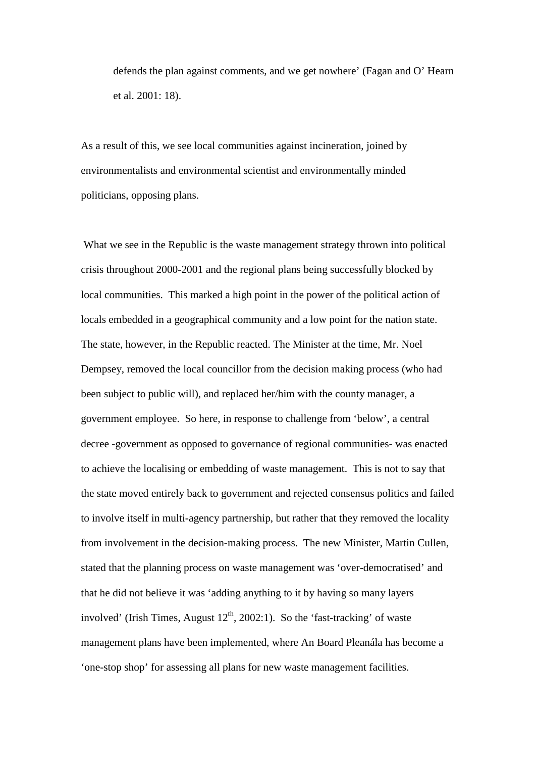defends the plan against comments, and we get nowhere' (Fagan and O' Hearn et al. 2001: 18).

As a result of this, we see local communities against incineration, joined by environmentalists and environmental scientist and environmentally minded politicians, opposing plans.

What we see in the Republic is the waste management strategy thrown into political crisis throughout 2000-2001 and the regional plans being successfully blocked by local communities. This marked a high point in the power of the political action of locals embedded in a geographical community and a low point for the nation state. The state, however, in the Republic reacted. The Minister at the time, Mr. Noel Dempsey, removed the local councillor from the decision making process (who had been subject to public will), and replaced her/him with the county manager, a government employee. So here, in response to challenge from 'below', a central decree -government as opposed to governance of regional communities- was enacted to achieve the localising or embedding of waste management. This is not to say that the state moved entirely back to government and rejected consensus politics and failed to involve itself in multi-agency partnership, but rather that they removed the locality from involvement in the decision-making process. The new Minister, Martin Cullen, stated that the planning process on waste management was 'over-democratised' and that he did not believe it was 'adding anything to it by having so many layers involved' (Irish Times, August 12th, 2002:1). So the 'fast-tracking' of waste management plans have been implemented, where An Board Pleanála has become a 'one-stop shop' for assessing all plans for new waste management facilities.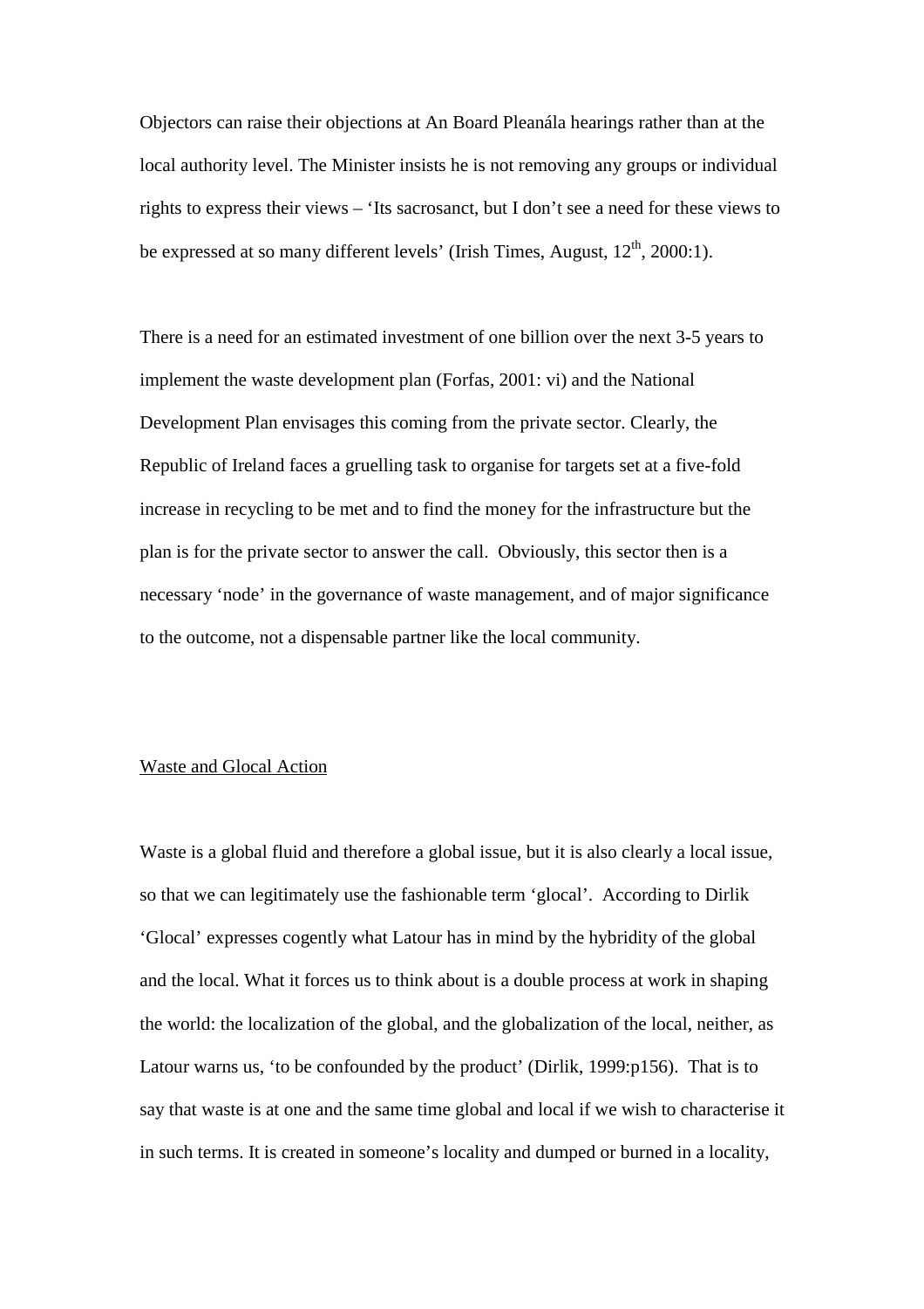Objectors can raise their objections at An Board Pleanála hearings rather than at the local authority level. The Minister insists he is not removing any groups or individual rights to express their views – 'Its sacrosanct, but I don't see a need for these views to be expressed at so many different levels' (Irish Times, August, 12th, 2000:1).

There is a need for an estimated investment of one billion over the next 3-5 years to implement the waste development plan (Forfas, 2001: vi) and the National Development Plan envisages this coming from the private sector. Clearly, the Republic of Ireland faces a gruelling task to organise for targets set at a five-fold increase in recycling to be met and to find the money for the infrastructure but the plan is for the private sector to answer the call. Obviously, this sector then is a necessary 'node' in the governance of waste management, and of major significance to the outcome, not a dispensable partner like the local community.

## Waste and Glocal Action

Waste is a global fluid and therefore a global issue, but it is also clearly a local issue, so that we can legitimately use the fashionable term 'glocal'. According to Dirlik 'Glocal' expresses cogently what Latour has in mind by the hybridity of the global and the local. What it forces us to think about is a double process at work in shaping the world: the localization of the global, and the globalization of the local, neither, as Latour warns us, 'to be confounded by the product' (Dirlik, 1999:p156). That is to say that waste is at one and the same time global and local if we wish to characterise it in such terms. It is created in someone's locality and dumped or burned in a locality,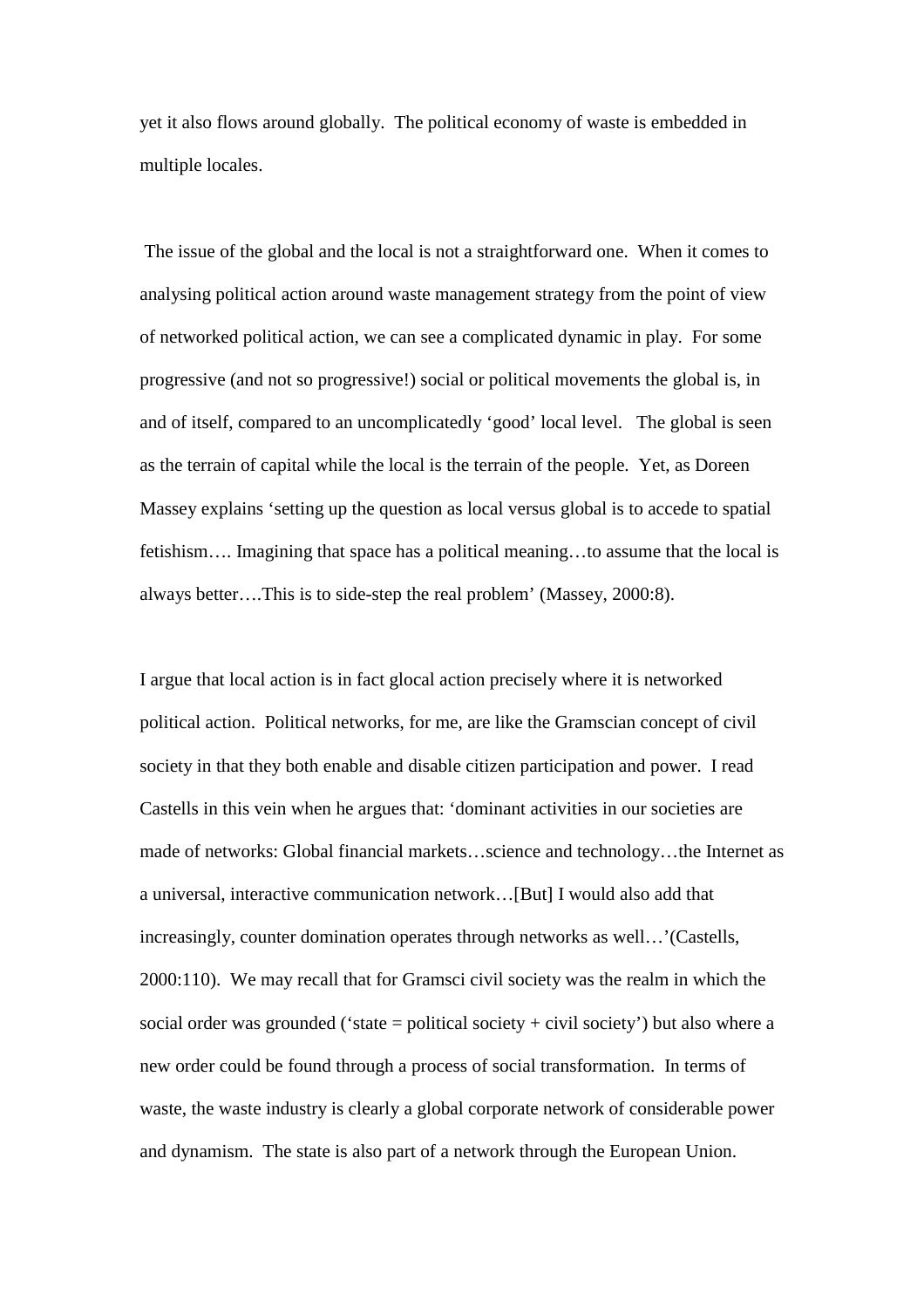yet it also flows around globally. The political economy of waste is embedded in multiple locales.

The issue of the global and the local is not a straightforward one. When it comes to analysing political action around waste management strategy from the point of view of networked political action, we can see a complicated dynamic in play. For some progressive (and not so progressive!) social or political movements the global is, in and of itself, compared to an uncomplicatedly 'good' local level. The global is seen as the terrain of capital while the local is the terrain of the people. Yet, as Doreen Massey explains 'setting up the question as local versus global is to accede to spatial fetishism…. Imagining that space has a political meaning…to assume that the local is always better….This is to side-step the real problem' (Massey, 2000:8).

I argue that local action is in fact glocal action precisely where it is networked political action. Political networks, for me, are like the Gramscian concept of civil society in that they both enable and disable citizen participation and power. I read Castells in this vein when he argues that: 'dominant activities in our societies are made of networks: Global financial markets…science and technology…the Internet as a universal, interactive communication network…[But] I would also add that increasingly, counter domination operates through networks as well…'(Castells, 2000:110). We may recall that for Gramsci civil society was the realm in which the social order was grounded ('state = political society + civil society') but also where a new order could be found through a process of social transformation. In terms of waste, the waste industry is clearly a global corporate network of considerable power and dynamism. The state is also part of a network through the European Union.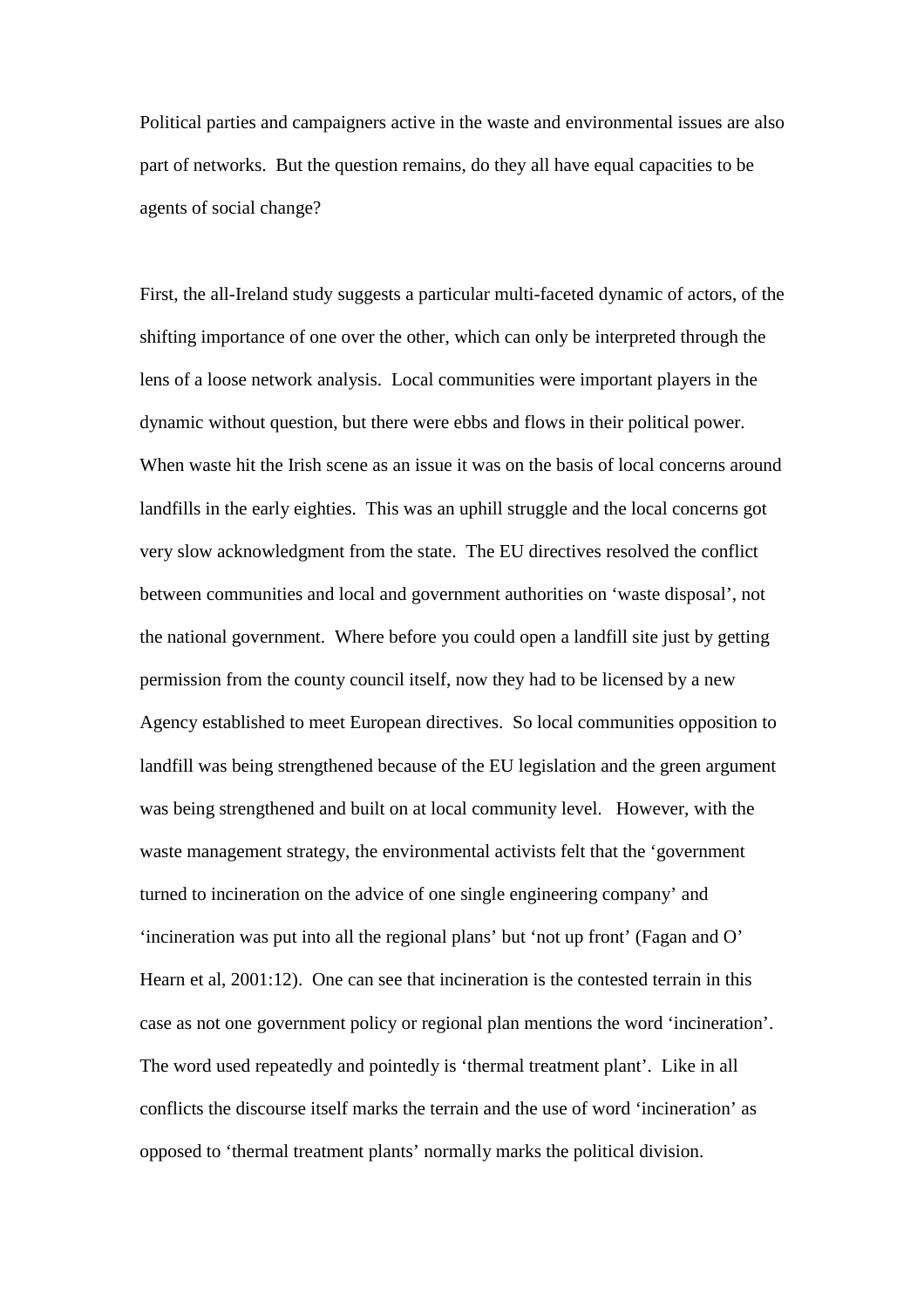Political parties and campaigners active in the waste and environmental issues are also part of networks. But the question remains, do they all have equal capacities to be agents of social change?

First, the all-Ireland study suggests a particular multi-faceted dynamic of actors, of the shifting importance of one over the other, which can only be interpreted through the lens of a loose network analysis. Local communities were important players in the dynamic without question, but there were ebbs and flows in their political power. When waste hit the Irish scene as an issue it was on the basis of local concerns around landfills in the early eighties. This was an uphill struggle and the local concerns got very slow acknowledgment from the state. The EU directives resolved the conflict between communities and local and government authorities on 'waste disposal', not the national government. Where before you could open a landfill site just by getting permission from the county council itself, now they had to be licensed by a new Agency established to meet European directives. So local communities opposition to landfill was being strengthened because of the EU legislation and the green argument was being strengthened and built on at local community level. However, with the waste management strategy, the environmental activists felt that the 'government turned to incineration on the advice of one single engineering company' and 'incineration was put into all the regional plans' but 'not up front' (Fagan and O' Hearn et al, 2001:12). One can see that incineration is the contested terrain in this case as not one government policy or regional plan mentions the word 'incineration'. The word used repeatedly and pointedly is 'thermal treatment plant'. Like in all conflicts the discourse itself marks the terrain and the use of word 'incineration' as opposed to 'thermal treatment plants' normally marks the political division.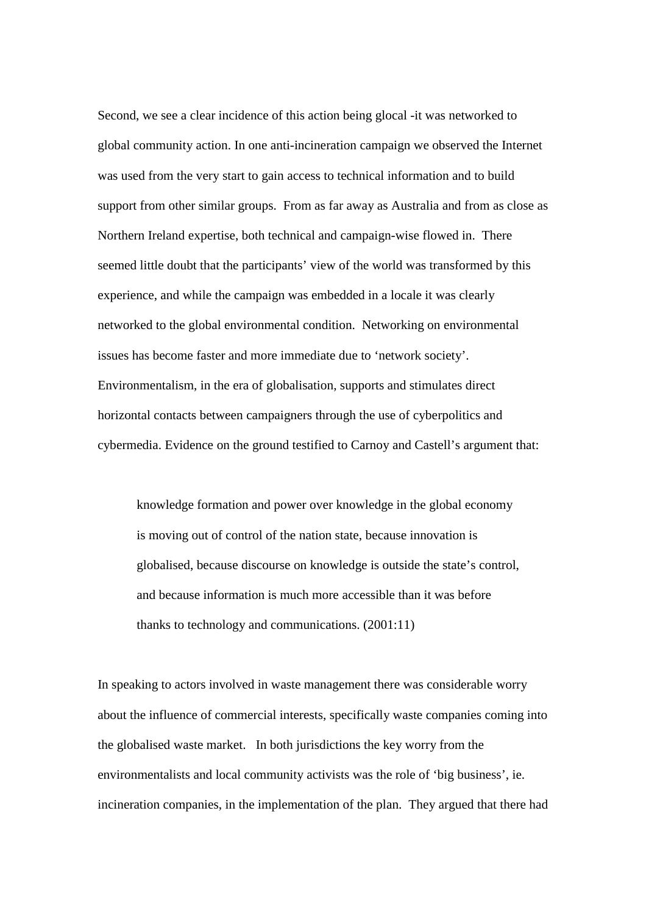Second, we see a clear incidence of this action being glocal -it was networked to global community action. In one anti-incineration campaign we observed the Internet was used from the very start to gain access to technical information and to build support from other similar groups. From as far away as Australia and from as close as Northern Ireland expertise, both technical and campaign-wise flowed in. There seemed little doubt that the participants' view of the world was transformed by this experience, and while the campaign was embedded in a locale it was clearly networked to the global environmental condition. Networking on environmental issues has become faster and more immediate due to 'network society'. Environmentalism, in the era of globalisation, supports and stimulates direct horizontal contacts between campaigners through the use of cyberpolitics and cybermedia. Evidence on the ground testified to Carnoy and Castell's argument that:

> knowledge formation and power over knowledge in the global economy is moving out of control of the nation state, because innovation is globalised, because discourse on knowledge is outside the state's control, and because information is much more accessible than it was before thanks to technology and communications. (2001:11)

In speaking to actors involved in waste management there was considerable worry about the influence of commercial interests, specifically waste companies coming into the globalised waste market. In both jurisdictions the key worry from the environmentalists and local community activists was the role of 'big business', ie. incineration companies, in the implementation of the plan. They argued that there had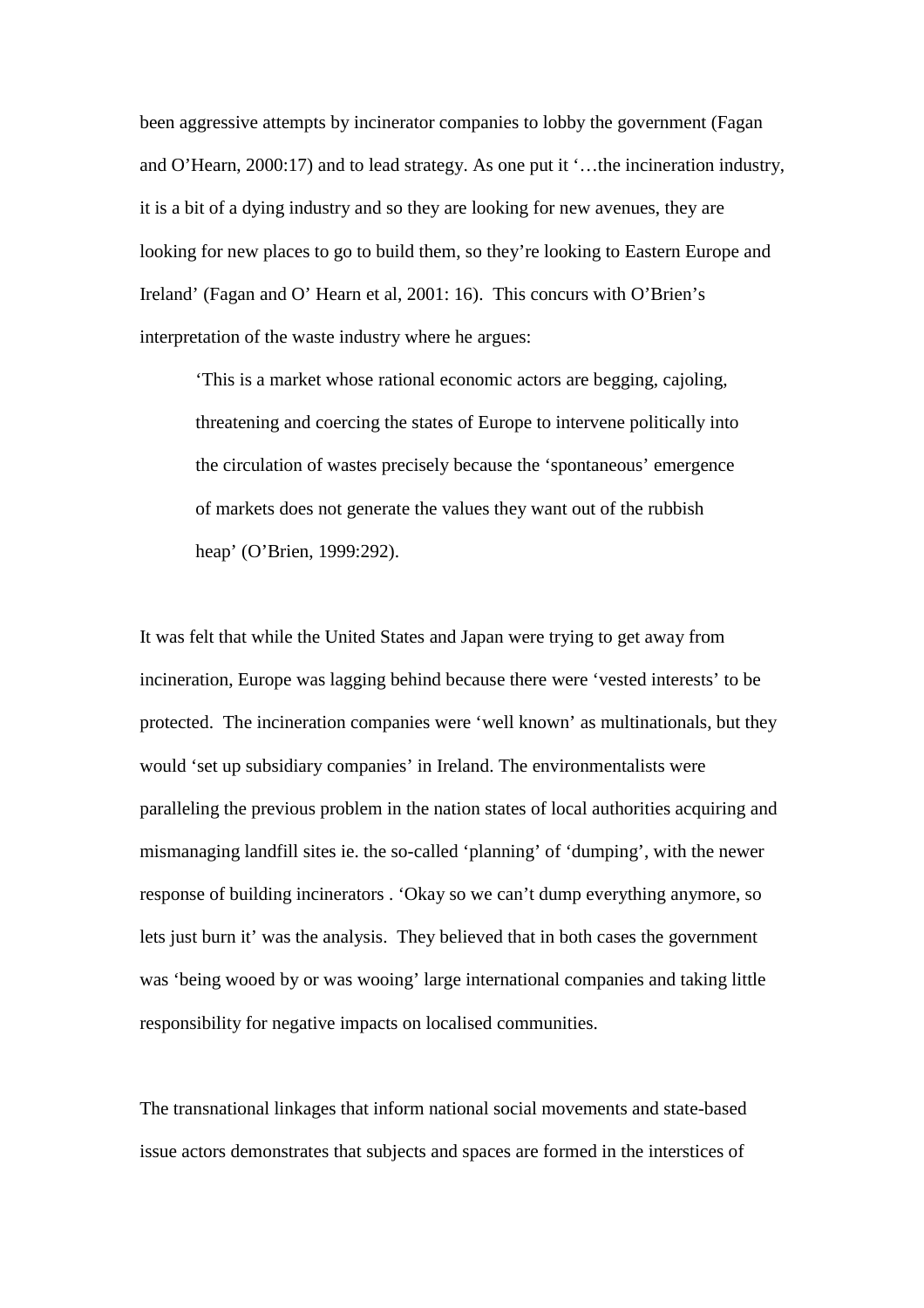been aggressive attempts by incinerator companies to lobby the government (Fagan and O'Hearn, 2000:17) and to lead strategy. As one put it '…the incineration industry, it is a bit of a dying industry and so they are looking for new avenues, they are looking for new places to go to build them, so they're looking to Eastern Europe and Ireland' (Fagan and O' Hearn et al, 2001: 16). This concurs with O'Brien's interpretation of the waste industry where he argues:

> 'This is a market whose rational economic actors are begging, cajoling, threatening and coercing the states of Europe to intervene politically into the circulation of wastes precisely because the 'spontaneous' emergence of markets does not generate the values they want out of the rubbish heap' (O'Brien, 1999:292).

It was felt that while the United States and Japan were trying to get away from incineration, Europe was lagging behind because there were 'vested interests' to be protected. The incineration companies were 'well known' as multinationals, but they would 'set up subsidiary companies' in Ireland. The environmentalists were paralleling the previous problem in the nation states of local authorities acquiring and mismanaging landfill sites ie. the so-called 'planning' of 'dumping', with the newer response of building incinerators . 'Okay so we can't dump everything anymore, so lets just burn it' was the analysis. They believed that in both cases the government was 'being wooed by or was wooing' large international companies and taking little responsibility for negative impacts on localised communities.

The transnational linkages that inform national social movements and state-based issue actors demonstrates that subjects and spaces are formed in the interstices of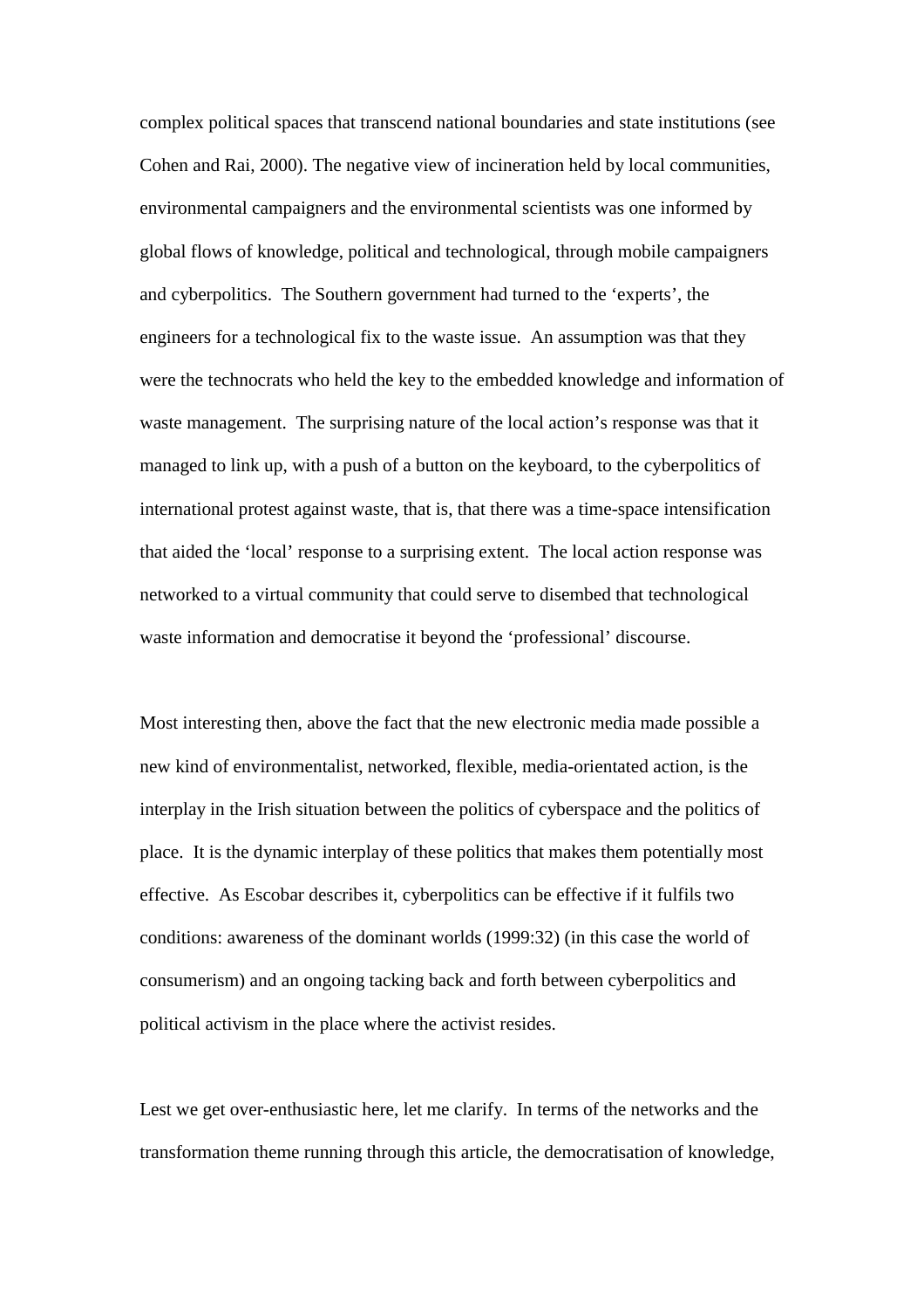complex political spaces that transcend national boundaries and state institutions (see Cohen and Rai, 2000). The negative view of incineration held by local communities, environmental campaigners and the environmental scientists was one informed by global flows of knowledge, political and technological, through mobile campaigners and cyberpolitics. The Southern government had turned to the 'experts', the engineers for a technological fix to the waste issue. An assumption was that they were the technocrats who held the key to the embedded knowledge and information of waste management. The surprising nature of the local action's response was that it managed to link up, with a push of a button on the keyboard, to the cyberpolitics of international protest against waste, that is, that there was a time-space intensification that aided the 'local' response to a surprising extent. The local action response was networked to a virtual community that could serve to disembed that technological waste information and democratise it beyond the 'professional' discourse.

Most interesting then, above the fact that the new electronic media made possible a new kind of environmentalist, networked, flexible, media-orientated action, is the interplay in the Irish situation between the politics of cyberspace and the politics of place. It is the dynamic interplay of these politics that makes them potentially most effective. As Escobar describes it, cyberpolitics can be effective if it fulfils two conditions: awareness of the dominant worlds (1999:32) (in this case the world of consumerism) and an ongoing tacking back and forth between cyberpolitics and political activism in the place where the activist resides.

Lest we get over-enthusiastic here, let me clarify. In terms of the networks and the transformation theme running through this article, the democratisation of knowledge,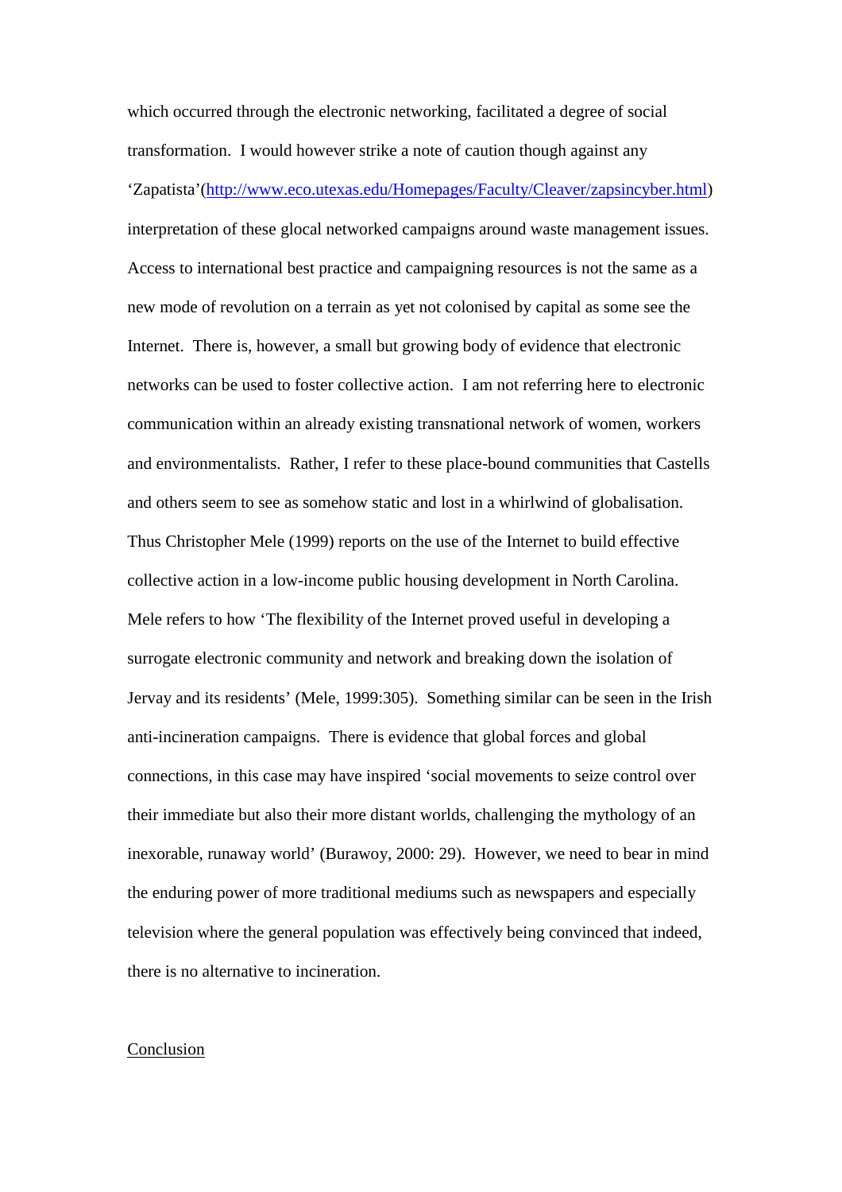which occurred through the electronic networking, facilitated a degree of social transformation. I would however strike a note of caution though against any 'Zapatista'(http://www.eco.utexas.edu/Homepages/Faculty/Cleaver/zapsincyber.html) interpretation of these glocal networked campaigns around waste management issues. Access to international best practice and campaigning resources is not the same as a new mode of revolution on a terrain as yet not colonised by capital as some see the Internet. There is, however, a small but growing body of evidence that electronic networks can be used to foster collective action. I am not referring here to electronic communication within an already existing transnational network of women, workers and environmentalists. Rather, I refer to these place-bound communities that Castells and others seem to see as somehow static and lost in a whirlwind of globalisation. Thus Christopher Mele (1999) reports on the use of the Internet to build effective collective action in a low-income public housing development in North Carolina. Mele refers to how 'The flexibility of the Internet proved useful in developing a surrogate electronic community and network and breaking down the isolation of Jervay and its residents' (Mele, 1999:305). Something similar can be seen in the Irish anti-incineration campaigns. There is evidence that global forces and global connections, in this case may have inspired 'social movements to seize control over their immediate but also their more distant worlds, challenging the mythology of an inexorable, runaway world' (Burawoy, 2000: 29). However, we need to bear in mind the enduring power of more traditional mediums such as newspapers and especially television where the general population was effectively being convinced that indeed, there is no alternative to incineration.

## Conclusion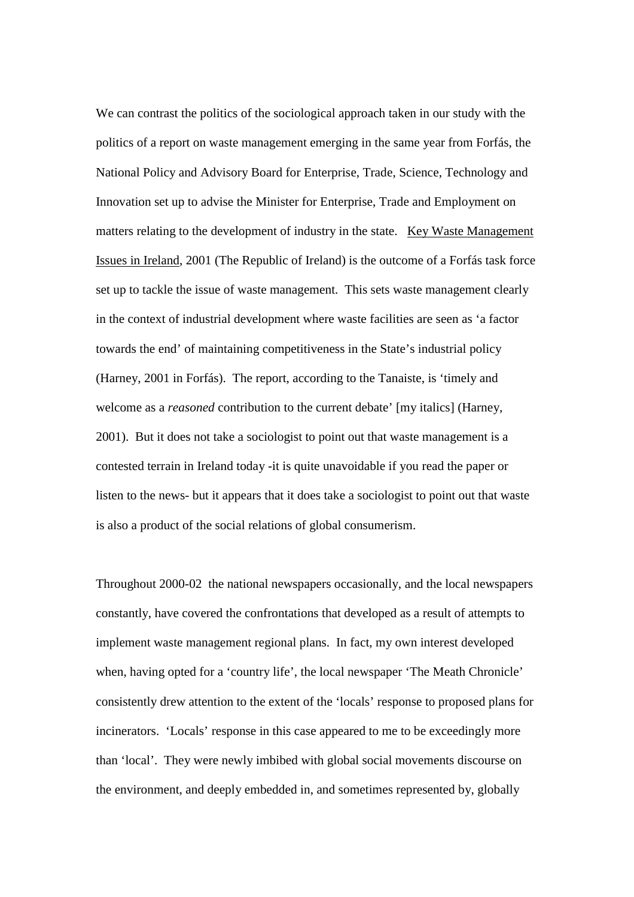We can contrast the politics of the sociological approach taken in our study with the politics of a report on waste management emerging in the same year from Forfás, the National Policy and Advisory Board for Enterprise, Trade, Science, Technology and Innovation set up to advise the Minister for Enterprise, Trade and Employment on matters relating to the development of industry in the state. Key Waste Management Issues in Ireland, 2001 (The Republic of Ireland) is the outcome of a Forfás task force set up to tackle the issue of waste management. This sets waste management clearly in the context of industrial development where waste facilities are seen as 'a factor towards the end' of maintaining competitiveness in the State's industrial policy (Harney, 2001 in Forfás). The report, according to the Tanaiste, is 'timely and welcome as a *reasoned* contribution to the current debate' [my italics] (Harney, 2001). But it does not take a sociologist to point out that waste management is a contested terrain in Ireland today -it is quite unavoidable if you read the paper or listen to the news- but it appears that it does take a sociologist to point out that waste is also a product of the social relations of global consumerism.

Throughout 2000-02 the national newspapers occasionally, and the local newspapers constantly, have covered the confrontations that developed as a result of attempts to implement waste management regional plans. In fact, my own interest developed when, having opted for a 'country life', the local newspaper 'The Meath Chronicle' consistently drew attention to the extent of the 'locals' response to proposed plans for incinerators. 'Locals' response in this case appeared to me to be exceedingly more than 'local'. They were newly imbibed with global social movements discourse on the environment, and deeply embedded in, and sometimes represented by, globally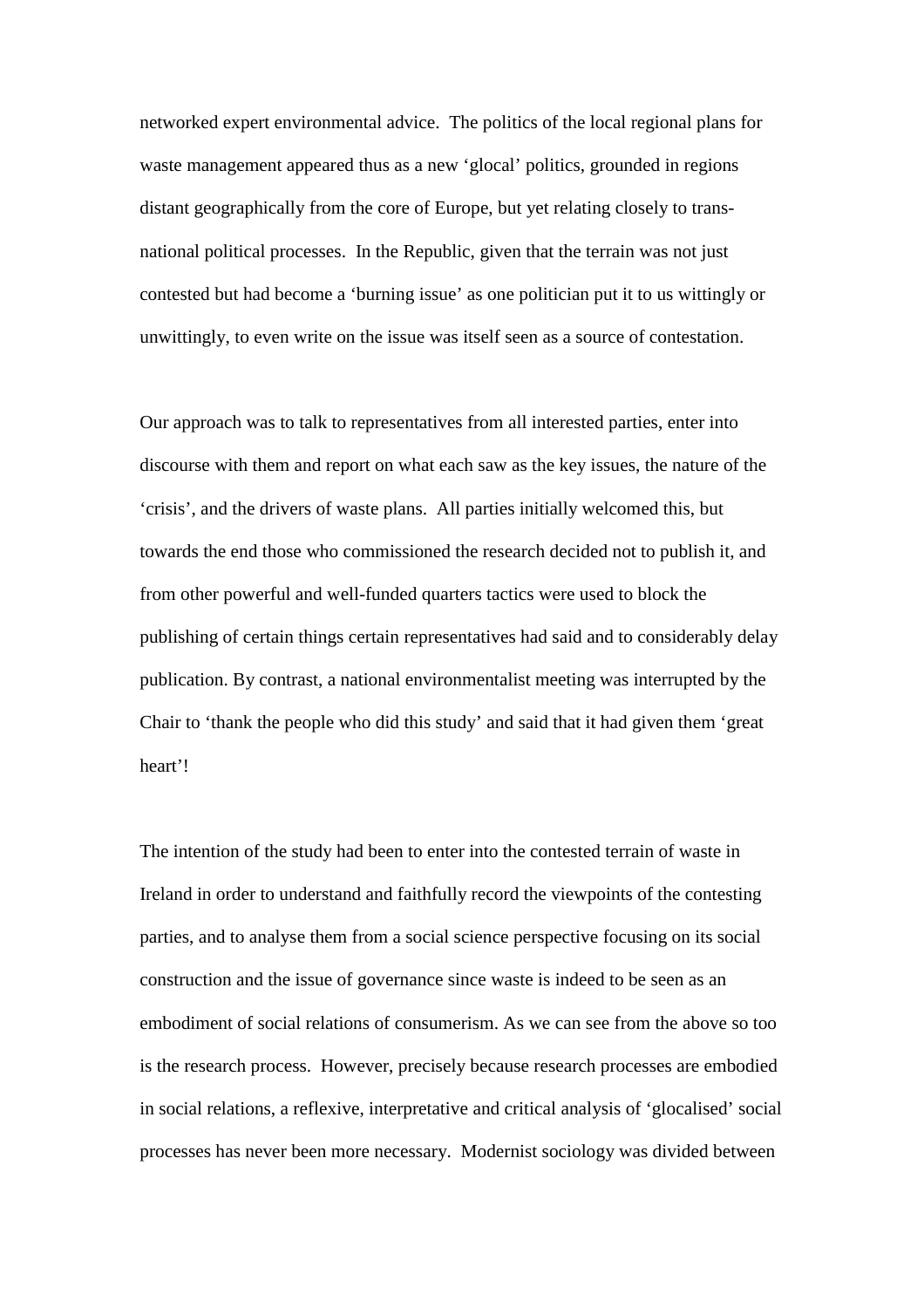networked expert environmental advice. The politics of the local regional plans for waste management appeared thus as a new 'glocal' politics, grounded in regions distant geographically from the core of Europe, but yet relating closely to trans-national political processes. In the Republic, given that the terrain was not just contested but had become a 'burning issue' as one politician put it to us wittingly or unwittingly, to even write on the issue was itself seen as a source of contestation.

Our approach was to talk to representatives from all interested parties, enter into discourse with them and report on what each saw as the key issues, the nature of the 'crisis', and the drivers of waste plans. All parties initially welcomed this, but towards the end those who commissioned the research decided not to publish it, and from other powerful and well-funded quarters tactics were used to block the publishing of certain things certain representatives had said and to considerably delay publication. By contrast, a national environmentalist meeting was interrupted by the Chair to 'thank the people who did this study' and said that it had given them 'great heart'!

The intention of the study had been to enter into the contested terrain of waste in Ireland in order to understand and faithfully record the viewpoints of the contesting parties, and to analyse them from a social science perspective focusing on its social construction and the issue of governance since waste is indeed to be seen as an embodiment of social relations of consumerism. As we can see from the above so too is the research process. However, precisely because research processes are embodied in social relations, a reflexive, interpretative and critical analysis of 'glocalised' social processes has never been more necessary. Modernist sociology was divided between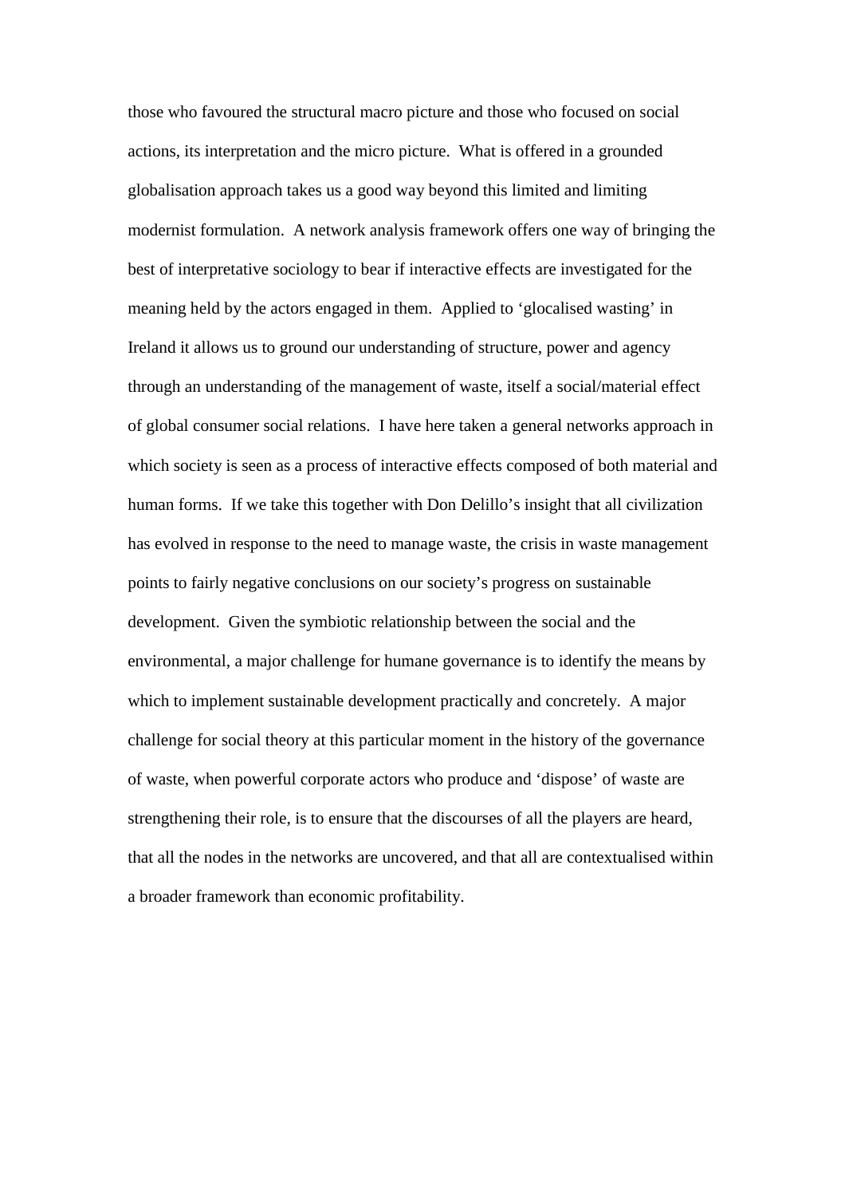those who favoured the structural macro picture and those who focused on social actions, its interpretation and the micro picture. What is offered in a grounded globalisation approach takes us a good way beyond this limited and limiting modernist formulation. A network analysis framework offers one way of bringing the best of interpretative sociology to bear if interactive effects are investigated for the meaning held by the actors engaged in them. Applied to 'glocalised wasting' in Ireland it allows us to ground our understanding of structure, power and agency through an understanding of the management of waste, itself a social/material effect of global consumer social relations. I have here taken a general networks approach in which society is seen as a process of interactive effects composed of both material and human forms. If we take this together with Don Delillo's insight that all civilization has evolved in response to the need to manage waste, the crisis in waste management points to fairly negative conclusions on our society's progress on sustainable development. Given the symbiotic relationship between the social and the environmental, a major challenge for humane governance is to identify the means by which to implement sustainable development practically and concretely. A major challenge for social theory at this particular moment in the history of the governance of waste, when powerful corporate actors who produce and 'dispose' of waste are strengthening their role, is to ensure that the discourses of all the players are heard, that all the nodes in the networks are uncovered, and that all are contextualised within a broader framework than economic profitability.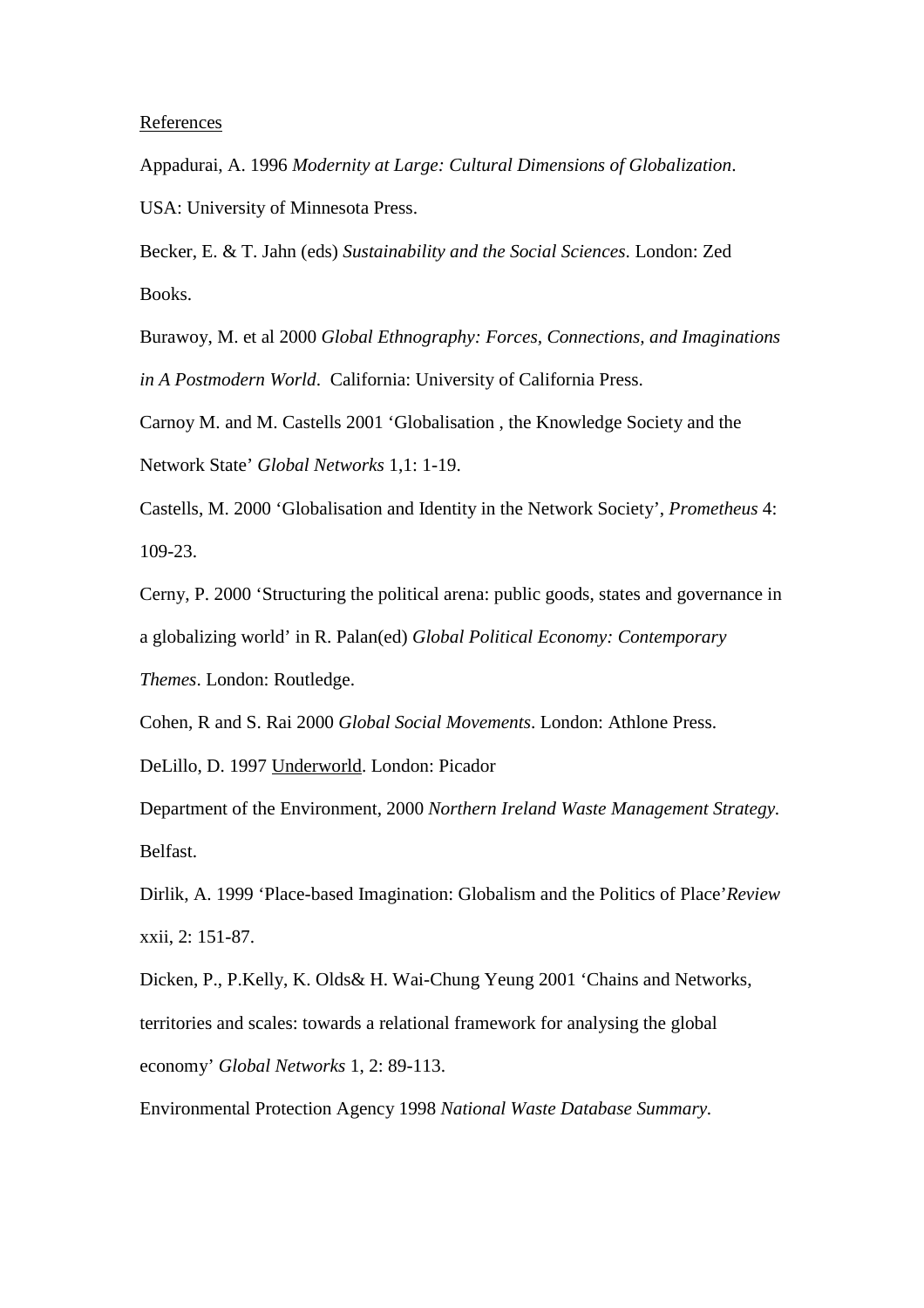References

Appadurai, A. 1996 *Modernity at Large: Cultural Dimensions of Globalization*. USA: University of Minnesota Press.

Becker, E. & T. Jahn (eds) *Sustainability and the Social Sciences*. London: Zed Books.

Burawoy, M. et al 2000 *Global Ethnography: Forces, Connections, and Imaginations in A Postmodern World*. California: University of California Press.

Carnoy M. and M. Castells 2001 'Globalisation , the Knowledge Society and the Network State' *Global Networks* 1,1: 1-19.

Castells, M. 2000 'Globalisation and Identity in the Network Society', *Prometheus* 4: 109-23.

Cerny, P. 2000 'Structuring the political arena: public goods, states and governance in a globalizing world' in R. Palan(ed) *Global Political Economy: Contemporary Themes*. London: Routledge.

Cohen, R and S. Rai 2000 *Global Social Movements*. London: Athlone Press.

DeLillo, D. 1997 Underworld. London: Picador

Department of the Environment, 2000 *Northern Ireland Waste Management Strategy*. Belfast.

Dirlik, A. 1999 'Place-based Imagination: Globalism and the Politics of Place'*Review* xxii, 2: 151-87.

Dicken, P., P.Kelly, K. Olds& H. Wai-Chung Yeung 2001 'Chains and Networks, territories and scales: towards a relational framework for analysing the global economy' *Global Networks* 1, 2: 89-113.

Environmental Protection Agency 1998 *National Waste Database Summary*.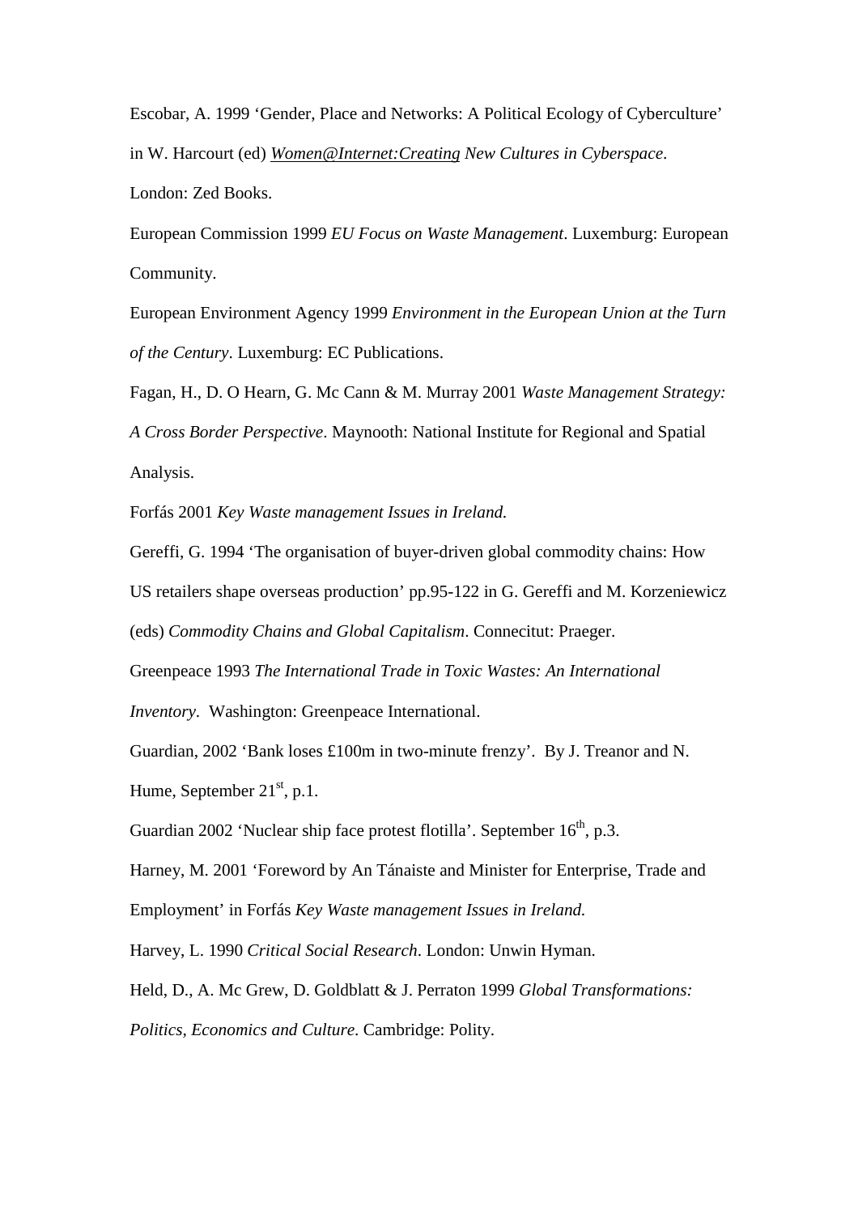Escobar, A. 1999 ‘Gender, Place and Networks: A Political Ecology of Cyberculture’ in W. Harcourt (ed) *Women@Internet:Creating New Cultures in Cyberspace*. London: Zed Books.

European Commission 1999 *EU Focus on Waste Management*. Luxemburg: European Community.

European Environment Agency 1999 *Environment in the European Union at the Turn of the Century*. Luxemburg: EC Publications.

Fagan, H., D. O Hearn, G. Mc Cann & M. Murray 2001 *Waste Management Strategy: A Cross Border Perspective*. Maynooth: National Institute for Regional and Spatial Analysis.

Forfás 2001 *Key Waste management Issues in Ireland.*

Gereffi, G. 1994 ‘The organisation of buyer-driven global commodity chains: How US retailers shape overseas production’ pp.95-122 in G. Gereffi and M. Korzeniewicz (eds) *Commodity Chains and Global Capitalism*. Connecitut: Praeger.

Greenpeace 1993 *The International Trade in Toxic Wastes: An International Inventory*. Washington: Greenpeace International.

Guardian, 2002 ‘Bank loses £100m in two-minute frenzy’. By J. Treanor and N. Hume, September 21st, p.1.

Guardian 2002 ‘Nuclear ship face protest flotilla’. September 16th, p.3.

Harney, M. 2001 ‘Foreword by An Tánaiste and Minister for Enterprise, Trade and Employment’ in Forfás *Key Waste management Issues in Ireland.*

Harvey, L. 1990 *Critical Social Research*. London: Unwin Hyman.

Held, D., A. Mc Grew, D. Goldblatt & J. Perraton 1999 *Global Transformations: Politics, Economics and Culture.* Cambridge: Polity.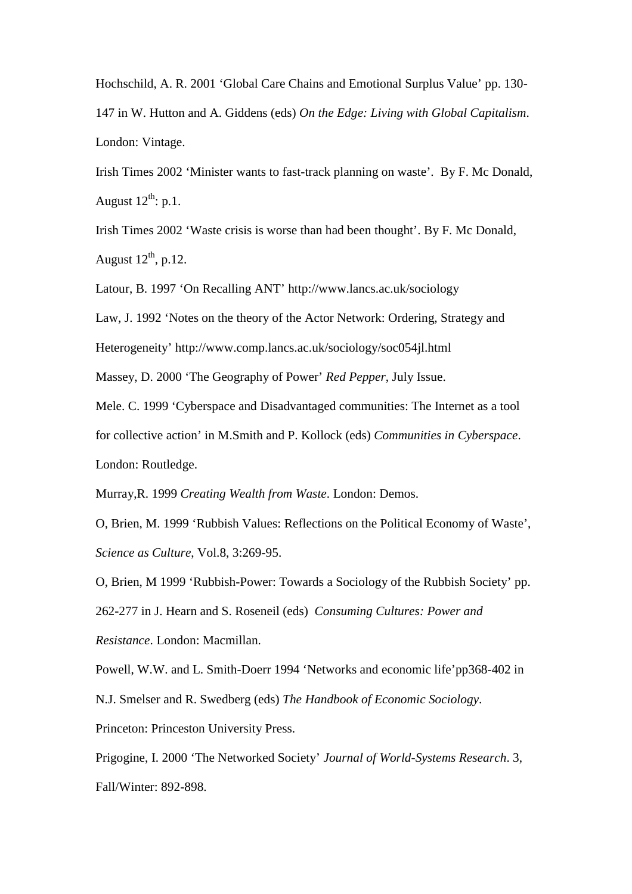Hochschild, A. R. 2001 ‘Global Care Chains and Emotional Surplus Value’ pp. 130-147 in W. Hutton and A. Giddens (eds) *On the Edge: Living with Global Capitalism*. London: Vintage.

Irish Times 2002 ‘Minister wants to fast-track planning on waste’. By F. Mc Donald, August 12th: p.1.

Irish Times 2002 ‘Waste crisis is worse than had been thought’. By F. Mc Donald, August 12th, p.12.

Latour, B. 1997 ‘On Recalling ANT’ http://www.lancs.ac.uk/sociology

Law, J. 1992 ‘Notes on the theory of the Actor Network: Ordering, Strategy and Heterogeneity’ http://www.comp.lancs.ac.uk/sociology/soc054jl.html

Massey, D. 2000 ‘The Geography of Power’ *Red Pepper*, July Issue.

Mele. C. 1999 ‘Cyberspace and Disadvantaged communities: The Internet as a tool for collective action’ in M.Smith and P. Kollock (eds) *Communities in Cyberspace*. London: Routledge.

Murray,R. 1999 *Creating Wealth from Waste*. London: Demos.

O, Brien, M. 1999 ‘Rubbish Values: Reflections on the Political Economy of Waste’, *Science as Culture*, Vol.8, 3:269-95.

O, Brien, M 1999 ‘Rubbish-Power: Towards a Sociology of the Rubbish Society’ pp. 262-277 in J. Hearn and S. Roseneil (eds) *Consuming Cultures: Power and Resistance*. London: Macmillan.

Powell, W.W. and L. Smith-Doerr 1994 ‘Networks and economic life’pp368-402 in N.J. Smelser and R. Swedberg (eds) *The Handbook of Economic Sociology*. Princeton: Princeton University Press.

Prigogine, I. 2000 ‘The Networked Society’ *Journal of World-Systems Research*. 3, Fall/Winter: 892-898.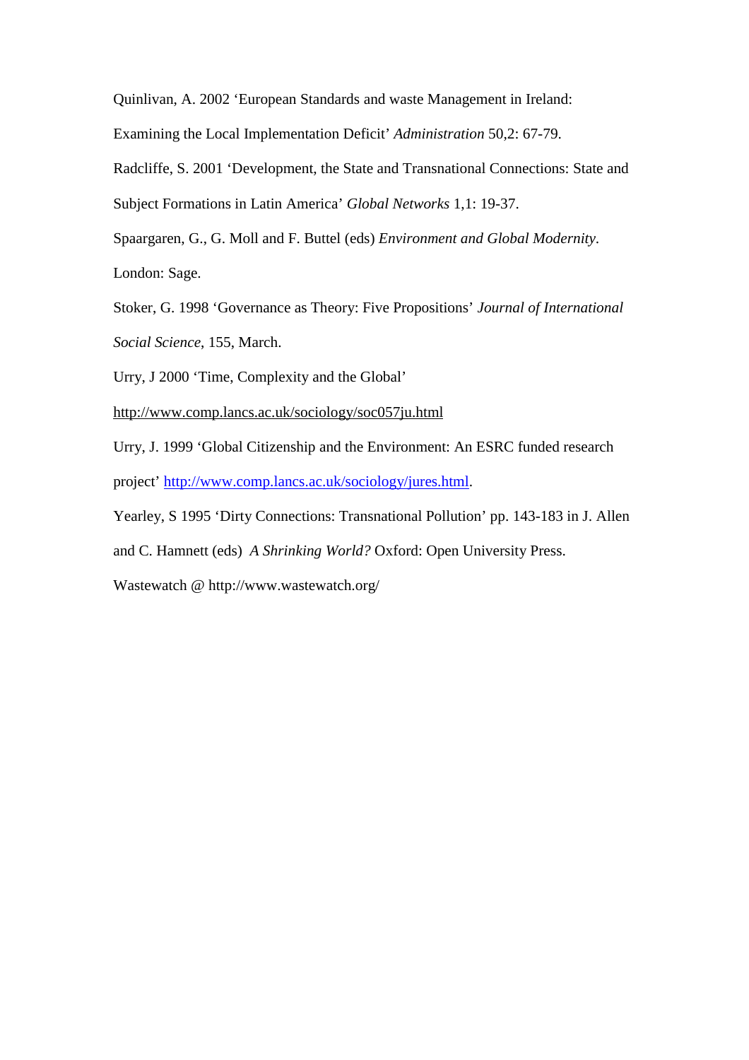Quinlivan, A. 2002 'European Standards and waste Management in Ireland: Examining the Local Implementation Deficit' *Administration* 50,2: 67-79.

Radcliffe, S. 2001 'Development, the State and Transnational Connections: State and Subject Formations in Latin America' *Global Networks* 1,1: 19-37.

Spaargaren, G., G. Moll and F. Buttel (eds) *Environment and Global Modernity*. London: Sage.

Stoker, G. 1998 'Governance as Theory: Five Propositions' *Journal of International Social Science*, 155, March.

Urry, J 2000 'Time, Complexity and the Global' http://www.comp.lancs.ac.uk/sociology/soc057ju.html

Urry, J. 1999 'Global Citizenship and the Environment: An ESRC funded research project' http://www.comp.lancs.ac.uk/sociology/jures.html.

Yearley, S 1995 'Dirty Connections: Transnational Pollution' pp. 143-183 in J. Allen and C. Hamnett (eds) *A Shrinking World?* Oxford: Open University Press.

Wastewatch @ http://www.wastewatch.org/